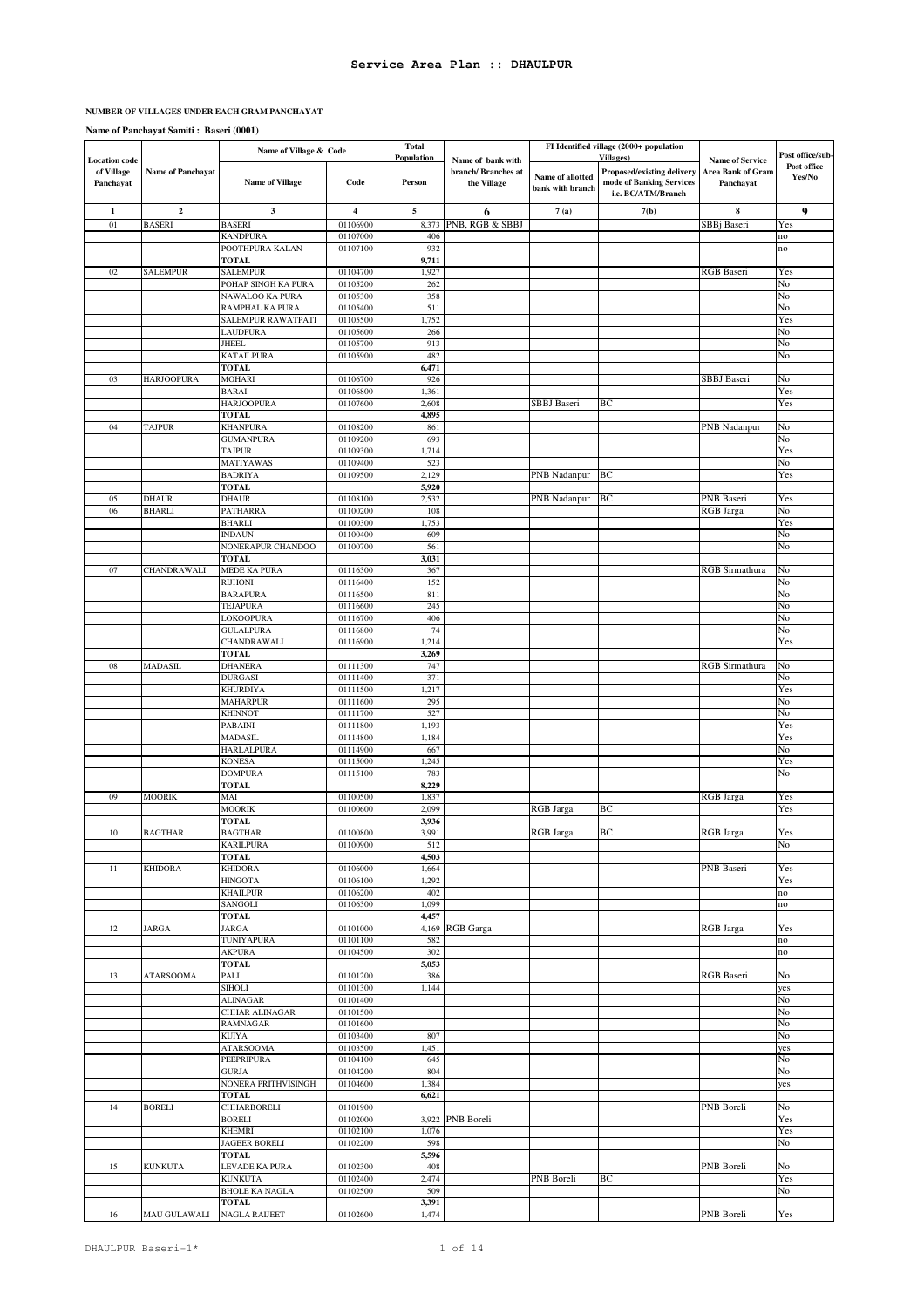# Service Area Plan :: DHAULPUR

**NUMBER OF VILLAGES UNDER EACH GRAM PANCHAYAT**

**Name of Panchayat Samiti : Baseri (0001)**

| Location code of Village Panchayat | Name of Panchayat | Name of Village & Code | | Total Population | Name of bank with branch/ Branches at the Village | FI Identified village (2000+ population Villages) | | Name of Service Area Bank of Gram Panchayat | Post office/sub-Post office Yes/No |
|---|---|---|---|---|---|---|---|---|---|
| | | Name of Village | Code | Person | | Name of allotted bank with branch | Proposed/existing delivery mode of Banking Services i.e. BC/ATM/Branch | | |
| 1 | 2 | 3 | 4 | 5 | 6 | 7 (a) | 7(b) | 8 | 9 |
| 01 | BASERI | BASERI | 01106900 | 8,373 | PNB, RGB & SBBJ | | | SBBj Baseri | Yes |
| | | KANDPURA | 01107000 | 406 | | | | | no |
| | | POOTHPURA KALAN | 01107100 | 932 | | | | | no |
| | | TOTAL | | 9,711 | | | | | |
| 02 | SALEMPUR | SALEMPUR | 01104700 | 1,927 | | | | RGB Baseri | Yes |
| | | POHAP SINGH KA PURA | 01105200 | 262 | | | | | No |
| | | NAWALOO KA PURA | 01105300 | 358 | | | | | No |
| | | RAMPHAL KA PURA | 01105400 | 511 | | | | | No |
| | | SALEMPUR RAWATPATI | 01105500 | 1,752 | | | | | Yes |
| | | LAUDPURA | 01105600 | 266 | | | | | No |
| | | JHEEL | 01105700 | 913 | | | | | No |
| | | KATAILPURA | 01105900 | 482 | | | | | No |
| | | TOTAL | | 6,471 | | | | | |
| 03 | HARJOOPURA | MOHARI | 01106700 | 926 | | | | SBBJ Baseri | No |
| | | BARAI | 01106800 | 1,361 | | | | | Yes |
| | | HARJOOPURA | 01107600 | 2,608 | | SBBJ Baseri | BC | | Yes |
| | | TOTAL | | 4,895 | | | | | |
| 04 | TAJPUR | KHANPURA | 01108200 | 861 | | | | PNB Nadanpur | No |
| | | GUMANPURA | 01109200 | 693 | | | | | No |
| | | TAJPUR | 01109300 | 1,714 | | | | | Yes |
| | | MATIYAWAS | 01109400 | 523 | | | | | No |
| | | BADRIYA | 01109500 | 2,129 | | PNB Nadanpur | BC | | Yes |
| | | TOTAL | | 5,920 | | | | | |
| 05 | DHAUR | DHAUR | 01108100 | 2,532 | | PNB Nadanpur | BC | PNB Baseri | Yes |
| 06 | BHARLI | PATHARRA | 01100200 | 108 | | | | RGB Jarga | No |
| | | BHARLI | 01100300 | 1,753 | | | | | Yes |
| | | INDAUN | 01100400 | 609 | | | | | No |
| | | NONERAPUR CHANDOO | 01100700 | 561 | | | | | No |
| | | TOTAL | | 3,031 | | | | | |
| 07 | CHANDRAWALI | MEDE KA PURA | 01116300 | 367 | | | | RGB Sirmathura | No |
| | | RIJHONI | 01116400 | 152 | | | | | No |
| | | BARAPURA | 01116500 | 811 | | | | | No |
| | | TEJAPURA | 01116600 | 245 | | | | | No |
| | | LOKOOPURA | 01116700 | 406 | | | | | No |
| | | GULALPURA | 01116800 | 74 | | | | | No |
| | | CHANDRAWALI | 01116900 | 1,214 | | | | | Yes |
| | | TOTAL | | 3,269 | | | | | |
| 08 | MADASIL | DHANERA | 01111300 | 747 | | | | RGB Sirmathura | No |
| | | DURGASI | 01111400 | 371 | | | | | No |
| | | KHURDIYA | 01111500 | 1,217 | | | | | Yes |
| | | MAHARPUR | 01111600 | 295 | | | | | No |
| | | KHINNOT | 01111700 | 527 | | | | | No |
| | | PABAINI | 01111800 | 1,193 | | | | | Yes |
| | | MADASIL | 01114800 | 1,184 | | | | | Yes |
| | | HARLALPURA | 01114900 | 667 | | | | | No |
| | | KONESA | 01115000 | 1,245 | | | | | Yes |
| | | DOMPURA | 01115100 | 783 | | | | | No |
| | | TOTAL | | 8,229 | | | | | |
| 09 | MOORIK | MAI | 01100500 | 1,837 | | | | RGB Jarga | Yes |
| | | MOORIK | 01100600 | 2,099 | | RGB Jarga | BC | | Yes |
| | | TOTAL | | 3,936 | | | | | |
| 10 | BAGTHAR | BAGTHAR | 01100800 | 3,991 | | RGB Jarga | BC | RGB Jarga | Yes |
| | | KARILPURA | 01100900 | 512 | | | | | No |
| | | TOTAL | | 4,503 | | | | | |
| 11 | KHIDORA | KHIDORA | 01106000 | 1,664 | | | | PNB Baseri | Yes |
| | | HINGOTA | 01106100 | 1,292 | | | | | Yes |
| | | KHAILPUR | 01106200 | 402 | | | | | no |
| | | SANGOLI | 01106300 | 1,099 | | | | | no |
| | | TOTAL | | 4,457 | | | | | |
| 12 | JARGA | JARGA | 01101000 | 4,169 | RGB Garga | | | RGB Jarga | Yes |
| | | TUNIYAPURA | 01101100 | 582 | | | | | no |
| | | AKPURA | 01104500 | 302 | | | | | no |
| | | TOTAL | | 5,053 | | | | | |
| 13 | ATARSOOMA | PALI | 01101200 | 386 | | | | RGB Baseri | No |
| | | SIHOLI | 01101300 | 1,144 | | | | | yes |
| | | ALINAGAR | 01101400 | | | | | | No |
| | | CHHAR ALINAGAR | 01101500 | | | | | | No |
| | | RAMNAGAR | 01101600 | | | | | | No |
| | | KUIYA | 01103400 | 807 | | | | | No |
| | | ATARSOOMA | 01103500 | 1,451 | | | | | yes |
| | | PEEPRIPURA | 01104100 | 645 | | | | | No |
| | | GURJA | 01104200 | 804 | | | | | No |
| | | NONERA PRITHVISINGH | 01104600 | 1,384 | | | | | yes |
| | | TOTAL | | 6,621 | | | | | |
| 14 | BORELI | CHHARBORELI | 01101900 | | | | | PNB Boreli | No |
| | | BORELI | 01102000 | 3,922 | PNB Boreli | | | | Yes |
| | | KHEMRI | 01102100 | 1,076 | | | | | Yes |
| | | JAGEER BORELI | 01102200 | 598 | | | | | No |
| | | TOTAL | | 5,596 | | | | | |
| 15 | KUNKUTA | LEVADE KA PURA | 01102300 | 408 | | | | PNB Boreli | No |
| | | KUNKUTA | 01102400 | 2,474 | | PNB Boreli | BC | | Yes |
| | | BHOLE KA NAGLA | 01102500 | 509 | | | | | No |
| | | TOTAL | | 3,391 | | | | | |
| 16 | MAU GULAWALI | NAGLA RAIJEET | 01102600 | 1,474 | | | | PNB Boreli | Yes |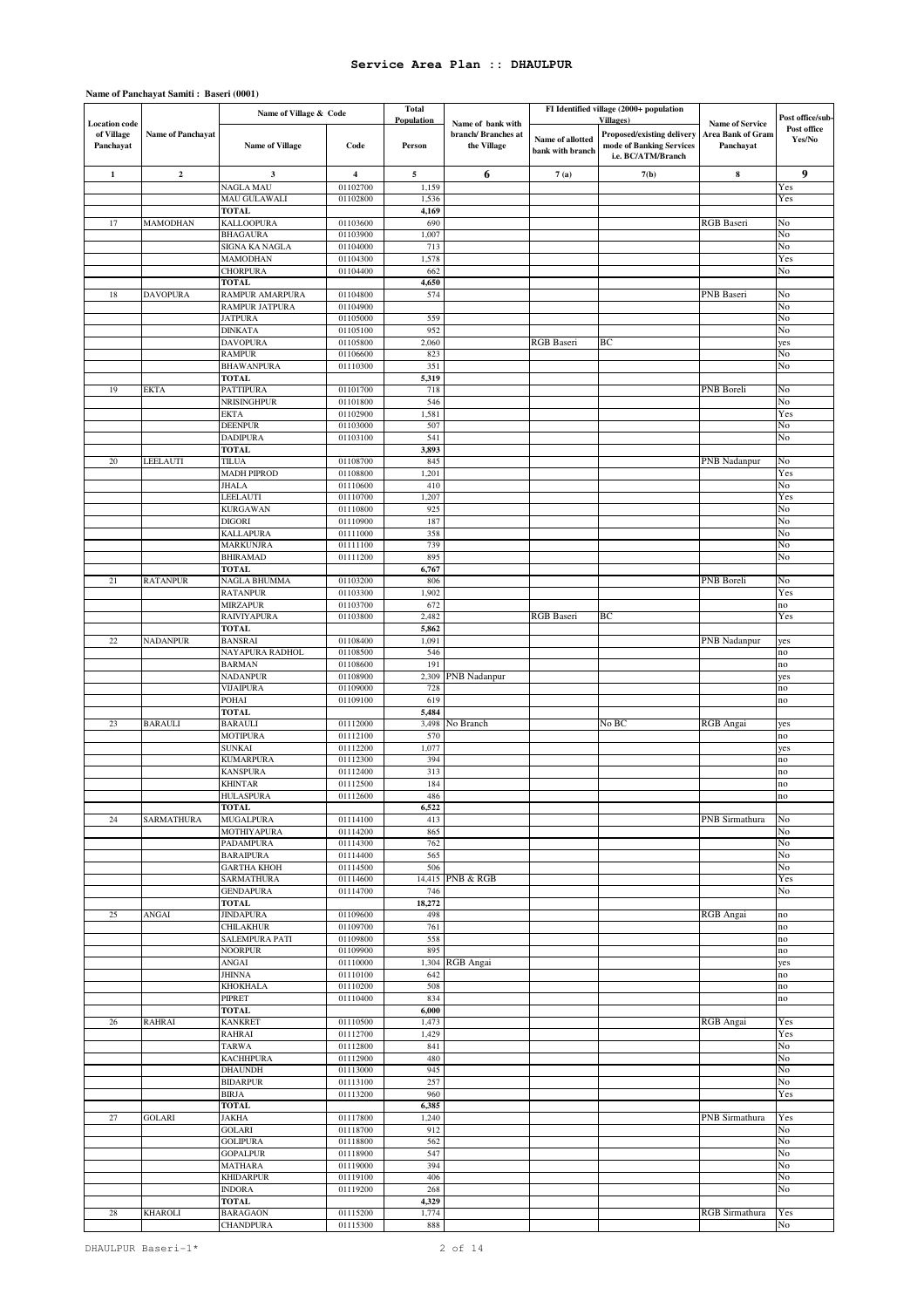## Service Area Plan :: DHAULPUR

**Name of Panchayat Samiti : Baseri (0001)**

| Location code of Village Panchayat | Name of Panchayat | Name of Village & Code | | Total Population | Name of bank with branch/ Branches at the Village | FI Identified village (2000+ population Villages) | | Name of Service Area Bank of Gram Panchayat | Post office/sub-Post office Yes/No |
|---|---|---|---|---|---|---|---|---|---|
| | | Name of Village | Code | Person | | Name of allotted bank with branch | Proposed/existing delivery mode of Banking Services i.e. BC/ATM/Branch | | |
| 1 | 2 | 3 | 4 | 5 | 6 | 7 (a) | 7(b) | 8 | 9 |
| | | NAGLA MAU | 01102700 | 1,159 | | | | | Yes |
| | | MAU GULAWALI | 01102800 | 1,536 | | | | | Yes |
| | | TOTAL | | 4,169 | | | | | |
| 17 | MAMODHAN | KALLOOPURA | 01103600 | 690 | | | | RGB Baseri | No |
| | | BHAGAURA | 01103900 | 1,007 | | | | | No |
| | | SIGNA KA NAGLA | 01104000 | 713 | | | | | No |
| | | MAMODHAN | 01104300 | 1,578 | | | | | Yes |
| | | CHORPURA | 01104400 | 662 | | | | | No |
| | | TOTAL | | 4,650 | | | | | |
| 18 | DAVOPURA | RAMPUR AMARPURA | 01104800 | 574 | | | | PNB Baseri | No |
| | | RAMPUR JATPURA | 01104900 | | | | | | No |
| | | JATPURA | 01105000 | 559 | | | | | No |
| | | DINKATA | 01105100 | 952 | | | | | No |
| | | DAVOPURA | 01105800 | 2,060 | | RGB Baseri | BC | | yes |
| | | RAMPUR | 01106600 | 823 | | | | | No |
| | | BHAWANPURA | 01110300 | 351 | | | | | No |
| | | TOTAL | | 5,319 | | | | | |
| 19 | EKTA | PATTIPURA | 01101700 | 718 | | | | PNB Boreli | No |
| | | NRISINGHPUR | 01101800 | 546 | | | | | No |
| | | EKTA | 01102900 | 1,581 | | | | | Yes |
| | | DEENPUR | 01103000 | 507 | | | | | No |
| | | DADIPURA | 01103100 | 541 | | | | | No |
| | | TOTAL | | 3,893 | | | | | |
| 20 | LEELAUTI | TILUA | 01108700 | 845 | | | | PNB Nadanpur | No |
| | | MADH PIPROD | 01108800 | 1,201 | | | | | Yes |
| | | JHALA | 01110600 | 410 | | | | | No |
| | | LEELAUTI | 01110700 | 1,207 | | | | | Yes |
| | | KURGAWAN | 01110800 | 925 | | | | | No |
| | | DIGORI | 01110900 | 187 | | | | | No |
| | | KALLAPURA | 01111000 | 358 | | | | | No |
| | | MARKUNJRA | 01111100 | 739 | | | | | No |
| | | BHIRAMAD | 01111200 | 895 | | | | | No |
| | | TOTAL | | 6,767 | | | | | |
| 21 | RATANPUR | NAGLA BHUMMA | 01103200 | 806 | | | | PNB Boreli | No |
| | | RATANPUR | 01103300 | 1,902 | | | | | Yes |
| | | MIRZAPUR | 01103700 | 672 | | | | | no |
| | | RAIVIYAPURA | 01103800 | 2,482 | | RGB Baseri | BC | | Yes |
| | | TOTAL | | 5,862 | | | | | |
| 22 | NADANPUR | BANSRAI | 01108400 | 1,091 | | | | PNB Nadanpur | yes |
| | | NAYAPURA RADHOL | 01108500 | 546 | | | | | no |
| | | BARMAN | 01108600 | 191 | | | | | no |
| | | NADANPUR | 01108900 | 2,309 | PNB Nadanpur | | | | yes |
| | | VIJAIPURA | 01109000 | 728 | | | | | no |
| | | POHAI | 01109100 | 619 | | | | | no |
| | | TOTAL | | 5,484 | | | | | |
| 23 | BARAULI | BARAULI | 01112000 | 3,498 | No Branch | | No BC | RGB Angai | yes |
| | | MOTIPURA | 01112100 | 570 | | | | | no |
| | | SUNKAI | 01112200 | 1,077 | | | | | yes |
| | | KUMARPURA | 01112300 | 394 | | | | | no |
| | | KANSPURA | 01112400 | 313 | | | | | no |
| | | KHINTAR | 01112500 | 184 | | | | | no |
| | | HULASPURA | 01112600 | 486 | | | | | no |
| | | TOTAL | | 6,522 | | | | | |
| 24 | SARMATHURA | MUGALPURA | 01114100 | 413 | | | | PNB Sirmathura | No |
| | | MOTHIYAPURA | 01114200 | 865 | | | | | No |
| | | PADAMPURA | 01114300 | 762 | | | | | No |
| | | BARAIPURA | 01114400 | 565 | | | | | No |
| | | GARTHA KHOH | 01114500 | 506 | | | | | No |
| | | SARMATHURA | 01114600 | 14,415 | PNB & RGB | | | | Yes |
| | | GENDAPURA | 01114700 | 746 | | | | | No |
| | | TOTAL | | 18,272 | | | | | |
| 25 | ANGAI | JINDAPURA | 01109600 | 498 | | | | RGB Angai | no |
| | | CHILAKHUR | 01109700 | 761 | | | | | no |
| | | SALEMPURA PATI | 01109800 | 558 | | | | | no |
| | | NOORPUR | 01109900 | 895 | | | | | no |
| | | ANGAI | 01110000 | 1,304 | RGB Angai | | | | yes |
| | | JHINNA | 01110100 | 642 | | | | | no |
| | | KHOKHALA | 01110200 | 508 | | | | | no |
| | | PIPRET | 01110400 | 834 | | | | | no |
| | | TOTAL | | 6,000 | | | | | |
| 26 | RAHRAI | KANKRET | 01110500 | 1,473 | | | | RGB Angai | Yes |
| | | RAHRAI | 01112700 | 1,429 | | | | | Yes |
| | | TARWA | 01112800 | 841 | | | | | No |
| | | KACHHPURA | 01112900 | 480 | | | | | No |
| | | DHAUNDH | 01113000 | 945 | | | | | No |
| | | BIDARPUR | 01113100 | 257 | | | | | No |
| | | BIRJA | 01113200 | 960 | | | | | Yes |
| | | TOTAL | | 6,385 | | | | | |
| 27 | GOLARI | JAKHA | 01117800 | 1,240 | | | | PNB Sirmathura | Yes |
| | | GOLARI | 01118700 | 912 | | | | | No |
| | | GOLIPURA | 01118800 | 562 | | | | | No |
| | | GOPALPUR | 01118900 | 547 | | | | | No |
| | | MATHARA | 01119000 | 394 | | | | | No |
| | | KHIDARPUR | 01119100 | 406 | | | | | No |
| | | INDORA | 01119200 | 268 | | | | | No |
| | | TOTAL | | 4,329 | | | | | |
| 28 | KHAROLI | BARAGAON | 01115200 | 1,774 | | | | RGB Sirmathura | Yes |
| | | CHANDPURA | 01115300 | 888 | | | | | No |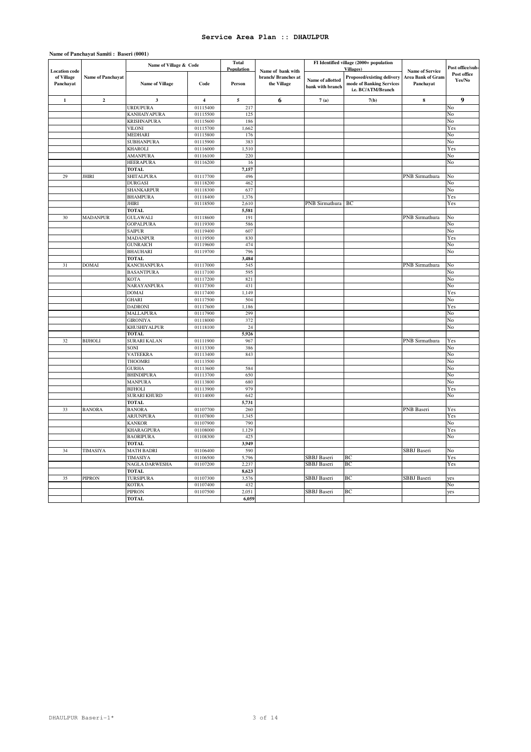# Service Area Plan :: DHAULPUR

**Name of Panchayat Samiti : Baseri (0001)**

| Location code of Village Panchayat | Name of Panchayat | Name of Village & Code | | Total Population | Name of bank with branch/ Branches at the Village | FI Identified village (2000+ population Villages) | | Name of Service Area Bank of Gram Panchayat | Post office/sub-Post office Yes/No |
|---|---|---|---|---|---|---|---|---|---|
| | | Name of Village | Code | Person | | Name of allotted bank with branch | Proposed/existing delivery mode of Banking Services i.e. BC/ATM/Branch | | |
| 1 | 2 | 3 | 4 | 5 | 6 | 7 (a) | 7(b) | 8 | 9 |
| | | URDUPURA | 01115400 | 217 | | | | | No |
| | | KANHAIYAPURA | 01115500 | 125 | | | | | No |
| | | KRISHNAPURA | 01115600 | 186 | | | | | No |
| | | VILONI | 01115700 | 1,662 | | | | | Yes |
| | | MEDHARI | 01115800 | 176 | | | | | No |
| | | SUBHANPURA | 01115900 | 383 | | | | | No |
| | | KHAROLI | 01116000 | 1,510 | | | | | Yes |
| | | AMANPURA | 01116100 | 220 | | | | | No |
| | | HEERAPURA | 01116200 | 16 | | | | | No |
| | | **TOTAL** | | **7,157** | | | | | |
| 29 | JHIRI | SHITALPURA | 01117700 | 496 | | | | PNB Sirmathura | No |
| | | DURGASI | 01118200 | 462 | | | | | No |
| | | SHANKARPUR | 01118300 | 637 | | | | | No |
| | | BHAMPURA | 01118400 | 1,376 | | | | | Yes |
| | | JHIRI | 01118500 | 2,610 | | PNB Sirmathura | BC | | Yes |
| | | **TOTAL** | | **5,581** | | | | | |
| 30 | MADANPUR | GULAWALI | 01118600 | 191 | | | | PNB Sirmathura | No |
| | | GOPALPURA | 01119300 | 586 | | | | | No |
| | | SAIPUR | 01119400 | 607 | | | | | No |
| | | MADANPUR | 01119500 | 830 | | | | | Yes |
| | | GUNRAICH | 01119600 | 474 | | | | | No |
| | | BHAUHARI | 01119700 | 796 | | | | | No |
| | | **TOTAL** | | **3,484** | | | | | |
| 31 | DOMAI | KANCHANPURA | 01117000 | 545 | | | | PNB Sirmathura | No |
| | | BASANTPURA | 01117100 | 595 | | | | | No |
| | | KOTA | 01117200 | 821 | | | | | No |
| | | NARAYANPURA | 01117300 | 431 | | | | | No |
| | | DOMAI | 01117400 | 1,149 | | | | | Yes |
| | | GHARI | 01117500 | 504 | | | | | No |
| | | DADRONI | 01117600 | 1,186 | | | | | Yes |
| | | MALLAPURA | 01117900 | 299 | | | | | No |
| | | GIRONIYA | 01118000 | 372 | | | | | No |
| | | KHUSHIYALPUR | 01118100 | 24 | | | | | No |
| | | **TOTAL** | | **5,926** | | | | | |
| 32 | BIJHOLI | SURARI KALAN | 01111900 | 967 | | | | PNB Sirmathura | Yes |
| | | SONI | 01113300 | 386 | | | | | No |
| | | VATEEKRA | 01113400 | 843 | | | | | No |
| | | THOOMRI | 01113500 | | | | | | No |
| | | GURHA | 01113600 | 584 | | | | | No |
| | | BHINDIPURA | 01113700 | 650 | | | | | No |
| | | MANPURA | 01113800 | 680 | | | | | No |
| | | BIJHOLI | 01113900 | 979 | | | | | Yes |
| | | SURARI KHURD | 01114000 | 642 | | | | | No |
| | | **TOTAL** | | **5,731** | | | | | |
| 33 | BANORA | BANORA | 01107700 | 260 | | | | PNB Baseri | Yes |
| | | ARJUNPURA | 01107800 | 1,345 | | | | | Yes |
| | | KANKOR | 01107900 | 790 | | | | | No |
| | | KHARAGPURA | 01108000 | 1,129 | | | | | Yes |
| | | BAORIPURA | 01108300 | 425 | | | | | No |
| | | **TOTAL** | | **3,949** | | | | | |
| 34 | TIMASIYA | MATH BADRI | 01106400 | 590 | | | | SBBJ Baseri | No |
| | | TIMASIYA | 01106500 | 5,796 | | SBBJ Baseri | BC | | Yes |
| | | NAGLA DARWESHA | 01107200 | 2,237 | | SBBJ Baseri | BC | | Yes |
| | | **TOTAL** | | **8,623** | | | | | |
| 35 | PIPRON | TURSIPURA | 01107300 | 3,576 | | SBBJ Baseri | BC | SBBJ Baseri | yes |
| | | KOTRA | 01107400 | 432 | | | | | No |
| | | PIPRON | 01107500 | 2,051 | | SBBJ Baseri | BC | | yes |
| | | **TOTAL** | | **6,059** | | | | | |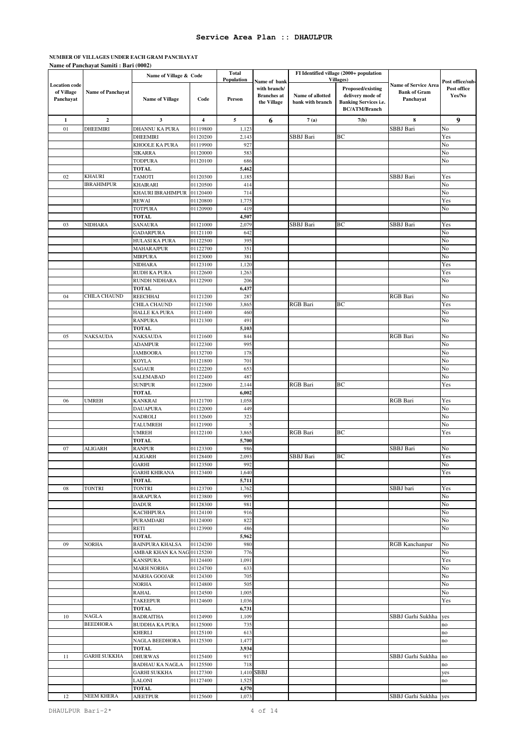# Service Area Plan :: DHAULPUR

**NUMBER OF VILLAGES UNDER EACH GRAM PANCHAYAT**

**Name of Panchayat Samiti : Bari (0002)**

| Location code of Village Panchayat | Name of Panchayat | Name of Village & Code | | Total Population | Name of bank with branch/ Branches at the Village | FI Identified village (2000+ population Villages) | | Name of Service Area Bank of Gram Panchayat | Post office/sub-Post office Yes/No |
|---|---|---|---|---|---|---|---|---|---|
| | | Name of Village | Code | Person | | Name of allotted bank with branch | Proposed/existing delivery mode of Banking Services i.e. BC/ATM/Branch | | |
| 1 | 2 | 3 | 4 | 5 | 6 | 7 (a) | 7(b) | 8 | 9 |
| 01 | DHEEMIRI | DHANNU KA PURA | 01119800 | 1,123 | | | | SBBJ Bari | No |
| | | DHEEMIRI | 01120200 | 2,143 | | SBBJ Bari | BC | | Yes |
| | | KHOOLE KA PURA | 01119900 | 927 | | | | | No |
| | | SIKARRA | 01120000 | 583 | | | | | No |
| | | TODPURA | 01120100 | 686 | | | | | No |
| | | TOTAL | | 5,462 | | | | | |
| 02 | KHAURI IBRAHIMPUR | TAMOTI | 01120300 | 1,185 | | | | SBBJ Bari | Yes |
| | | KHAIRARI | 01120500 | 414 | | | | | No |
| | | KHAURI IBRAHIMPUR | 01120400 | 714 | | | | | No |
| | | REWAI | 01120800 | 1,775 | | | | | Yes |
| | | TOTPURA | 01120900 | 419 | | | | | No |
| | | TOTAL | | 4,507 | | | | | |
| 03 | NIDHARA | SANAURA | 01121000 | 2,079 | | SBBJ Bari | BC | SBBJ Bari | Yes |
| | | GADARPURA | 01121100 | 642 | | | | | No |
| | | HULASI KA PURA | 01122500 | 395 | | | | | No |
| | | MAHARAJPUR | 01122700 | 351 | | | | | No |
| | | MIRPURA | 01123000 | 381 | | | | | No |
| | | NIDHARA | 01123100 | 1,120 | | | | | Yes |
| | | RUDH KA PURA | 01122600 | 1,263 | | | | | Yes |
| | | RUNDH NIDHARA | 01122900 | 206 | | | | | No |
| | | TOTAL | | 6,437 | | | | | |
| 04 | CHILA CHAUND | REECHHAI | 01121200 | 287 | | | | RGB Bari | No |
| | | CHILA CHAUND | 01121500 | 3,865 | | RGB Bari | BC | | Yes |
| | | HALLE KA PURA | 01121400 | 460 | | | | | No |
| | | RANPURA | 01121300 | 491 | | | | | No |
| | | TOTAL | | 5,103 | | | | | |
| 05 | NAKSAUDA | NAKSAUDA | 01121600 | 844 | | | | RGB Bari | No |
| | | ADAMPUR | 01122300 | 995 | | | | | No |
| | | JAMBOORA | 01132700 | 178 | | | | | No |
| | | KOYLA | 01121800 | 701 | | | | | No |
| | | SAGAUR | 01122200 | 653 | | | | | No |
| | | SALEMABAD | 01122400 | 487 | | | | | No |
| | | SUNIPUR | 01122800 | 2,144 | | RGB Bari | BC | | Yes |
| | | TOTAL | | 6,002 | | | | | |
| 06 | UMREH | KANKRAI | 01121700 | 1,058 | | | | RGB Bari | Yes |
| | | DAUAPURA | 01122000 | 449 | | | | | No |
| | | NADROLI | 01132600 | 323 | | | | | No |
| | | TALUMREH | 01121900 | 5 | | | | | No |
| | | UMREH | 01122100 | 3,865 | | RGB Bari | BC | | Yes |
| | | TOTAL | | 5,700 | | | | | |
| 07 | ALIGARH | RANPUR | 01123300 | 986 | | | | SBBJ Bari | No |
| | | ALIGARH | 01128400 | 2,093 | | SBBJ Bari | BC | | Yes |
| | | GARHI | 01123500 | 992 | | | | | No |
| | | GARHI KHIRANA | 01123400 | 1,640 | | | | | Yes |
| | | TOTAL | | 5,711 | | | | | |
| 08 | TONTRI | TONTRI | 01123700 | 1,762 | | | | SBBJ bari | Yes |
| | | BARAPURA | 01123800 | 995 | | | | | No |
| | | DADUR | 01128300 | 981 | | | | | No |
| | | KACHHPURA | 01124100 | 916 | | | | | No |
| | | PURAMDARI | 01124000 | 822 | | | | | No |
| | | RETI | 01123900 | 486 | | | | | No |
| | | TOTAL | | 5,962 | | | | | |
| 09 | NORHA | BAINPURA KHALSA | 01124200 | 980 | | | | RGB Kanchanpur | No |
| | | AMBAR KHAN KA NAG | 01125200 | 776 | | | | | No |
| | | KANSPURA | 01124400 | 1,091 | | | | | Yes |
| | | MARH NORHA | 01124700 | 633 | | | | | No |
| | | MARHA GOOJAR | 01124300 | 705 | | | | | No |
| | | NORHA | 01124800 | 505 | | | | | No |
| | | RAHAL | 01124500 | 1,005 | | | | | No |
| | | TAKEEPUR | 01124600 | 1,036 | | | | | Yes |
| | | TOTAL | | 6,731 | | | | | |
| 10 | NAGLA BEEDHORA | BADRAITHA | 01124900 | 1,109 | | | | SBBJ Garhi Sukhha | yes |
| | | BUDDHA KA PURA | 01125000 | 735 | | | | | no |
| | | KHERLI | 01125100 | 613 | | | | | no |
| | | NAGLA BEEDHORA | 01125300 | 1,477 | | | | | no |
| | | TOTAL | | 3,934 | | | | | |
| 11 | GARHI SUKKHA | DHURWAS | 01125400 | 917 | | | | SBBJ Garhi Sukhha | no |
| | | BADHAU KA NAGLA | 01125500 | 718 | | | | | no |
| | | GARHI SUKKHA | 01127300 | 1,410 | SBBJ | | | | yes |
| | | LALONI | 01127400 | 1,525 | | | | | no |
| | | TOTAL | | 4,570 | | | | | |
| 12 | NEEM KHERA | AJEETPUR | 01125600 | 1,073 | | | | SBBJ Garhi Sukhha | yes |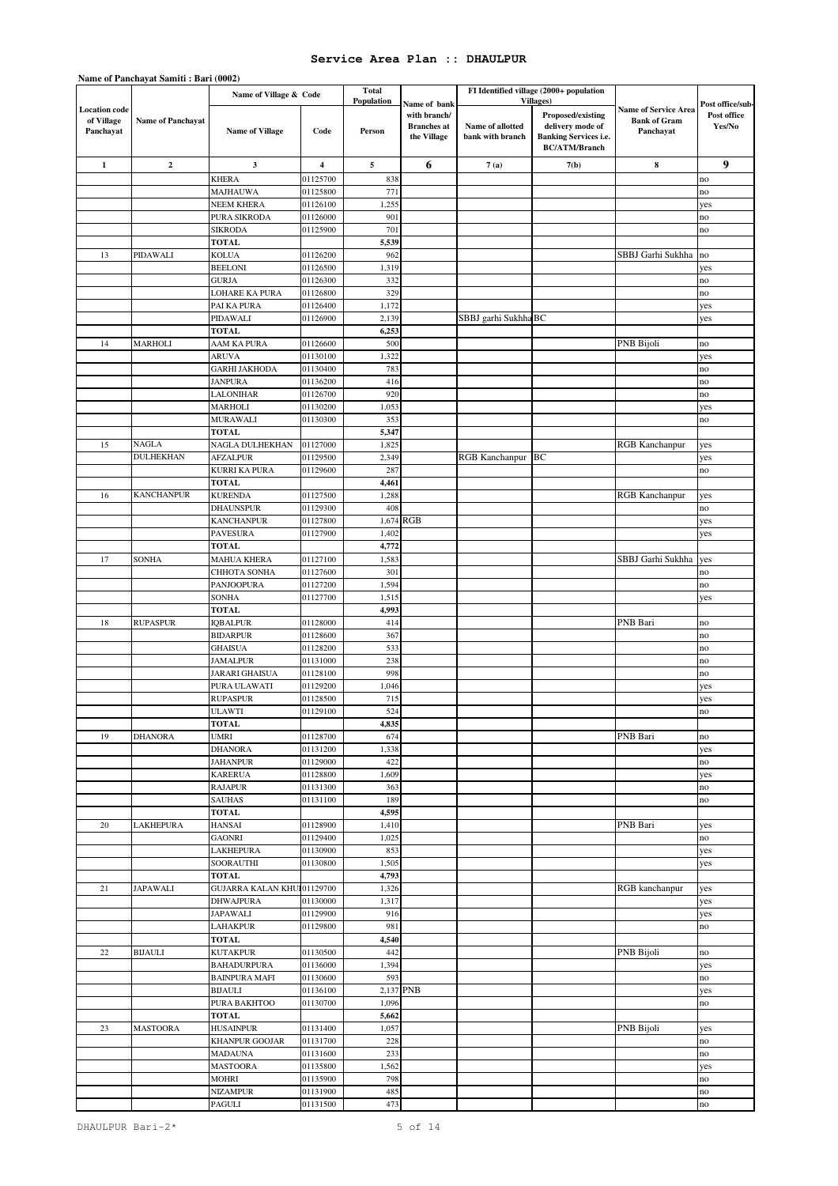# Service Area Plan :: DHAULPUR

**Name of Panchayat Samiti : Bari (0002)**

| Location code of Village Panchayat | Name of Panchayat | Name of Village & Code | | Total Population | Name of bank with branch/ Branches at the Village | FI Identified village (2000+ population Villages) | | Name of Service Area Bank of Gram Panchayat | Post office/sub-Post office Yes/No |
|---|---|---|---|---|---|---|---|---|---|
| | | Name of Village | Code | Person | | Name of allotted bank with branch | Proposed/existing delivery mode of Banking Services i.e. BC/ATM/Branch | | |
| 1 | 2 | 3 | 4 | 5 | 6 | 7 (a) | 7(b) | 8 | 9 |
| | | KHERA | 01125700 | 838 | | | | | no |
| | | MAJHAUWA | 01125800 | 771 | | | | | no |
| | | NEEM KHERA | 01126100 | 1,255 | | | | | yes |
| | | PURA SIKRODA | 01126000 | 901 | | | | | no |
| | | SIKRODA | 01125900 | 701 | | | | | no |
| | | TOTAL | | 5,539 | | | | | |
| 13 | PIDAWALI | KOLUA | 01126200 | 962 | | | | SBBJ Garhi Sukhha | no |
| | | BEELONI | 01126500 | 1,319 | | | | | yes |
| | | GURJA | 01126300 | 332 | | | | | no |
| | | LOHARE KA PURA | 01126800 | 329 | | | | | no |
| | | PAI KA PURA | 01126400 | 1,172 | | | | | yes |
| | | PIDAWALI | 01126900 | 2,139 | | SBBJ garhi Sukhha | BC | | yes |
| | | TOTAL | | 6,253 | | | | | |
| 14 | MARHOLI | AAM KA PURA | 01126600 | 500 | | | | PNB Bijoli | no |
| | | ARUVA | 01130100 | 1,322 | | | | | yes |
| | | GARHI JAKHODA | 01130400 | 783 | | | | | no |
| | | JANPURA | 01136200 | 416 | | | | | no |
| | | LALONIHAR | 01126700 | 920 | | | | | no |
| | | MARHOLI | 01130200 | 1,053 | | | | | yes |
| | | MURAWALI | 01130300 | 353 | | | | | no |
| | | TOTAL | | 5,347 | | | | | |
| 15 | NAGLA DULHEKHAN | NAGLA DULHEKHAN | 01127000 | 1,825 | | | | RGB Kanchanpur | yes |
| | | AFZALPUR | 01129500 | 2,349 | | RGB Kanchanpur | BC | | yes |
| | | KURRI KA PURA | 01129600 | 287 | | | | | no |
| | | TOTAL | | 4,461 | | | | | |
| 16 | KANCHANPUR | KURENDA | 01127500 | 1,288 | | | | RGB Kanchanpur | yes |
| | | DHAUNSPUR | 01129300 | 408 | | | | | no |
| | | KANCHANPUR | 01127800 | 1,674 | RGB | | | | yes |
| | | PAVESURA | 01127900 | 1,402 | | | | | yes |
| | | TOTAL | | 4,772 | | | | | |
| 17 | SONHA | MAHUA KHERA | 01127100 | 1,583 | | | | SBBJ Garhi Sukhha | yes |
| | | CHHOTA SONHA | 01127600 | 301 | | | | | no |
| | | PANJOOPURA | 01127200 | 1,594 | | | | | no |
| | | SONHA | 01127700 | 1,515 | | | | | yes |
| | | TOTAL | | 4,993 | | | | | |
| 18 | RUPASPUR | IQBALPUR | 01128000 | 414 | | | | PNB Bari | no |
| | | BIDARPUR | 01128600 | 367 | | | | | no |
| | | GHAISUA | 01128200 | 533 | | | | | no |
| | | JAMALPUR | 01131000 | 238 | | | | | no |
| | | JARARI GHAISUA | 01128100 | 998 | | | | | no |
| | | PURA ULAWATI | 01129200 | 1,046 | | | | | yes |
| | | RUPASPUR | 01128500 | 715 | | | | | yes |
| | | ULAWTI | 01129100 | 524 | | | | | no |
| | | TOTAL | | 4,835 | | | | | |
| 19 | DHANORA | UMRI | 01128700 | 674 | | | | PNB Bari | no |
| | | DHANORA | 01131200 | 1,338 | | | | | yes |
| | | JAHANPUR | 01129000 | 422 | | | | | no |
| | | KARERUA | 01128800 | 1,609 | | | | | yes |
| | | RAJAPUR | 01131300 | 363 | | | | | no |
| | | SAUHAS | 01131100 | 189 | | | | | no |
| | | TOTAL | | 4,595 | | | | | |
| 20 | LAKHEPURA | HANSAI | 01128900 | 1,410 | | | | PNB Bari | yes |
| | | GAONRI | 01129400 | 1,025 | | | | | no |
| | | LAKHEPURA | 01130900 | 853 | | | | | yes |
| | | SOORAUTHI | 01130800 | 1,505 | | | | | yes |
| | | TOTAL | | 4,793 | | | | | |
| 21 | JAPAWALI | GUJARRA KALAN KHUI | 01129700 | 1,326 | | | | RGB kanchanpur | yes |
| | | DHWAJPURA | 01130000 | 1,317 | | | | | yes |
| | | JAPAWALI | 01129900 | 916 | | | | | yes |
| | | LAHAKPUR | 01129800 | 981 | | | | | no |
| | | TOTAL | | 4,540 | | | | | |
| 22 | BIJAULI | KUTAKPUR | 01130500 | 442 | | | | PNB Bijoli | no |
| | | BAHADURPURA | 01136000 | 1,394 | | | | | yes |
| | | BAINPURA MAFI | 01130600 | 593 | | | | | no |
| | | BIJAULI | 01136100 | 2,137 | PNB | | | | yes |
| | | PURA BAKHTOO | 01130700 | 1,096 | | | | | no |
| | | TOTAL | | 5,662 | | | | | |
| 23 | MASTOORA | HUSAINPUR | 01131400 | 1,057 | | | | PNB Bijoli | yes |
| | | KHANPUR GOOJAR | 01131700 | 228 | | | | | no |
| | | MADAUNA | 01131600 | 233 | | | | | no |
| | | MASTOORA | 01135800 | 1,562 | | | | | yes |
| | | MOHRI | 01135900 | 798 | | | | | no |
| | | NIZAMPUR | 01131900 | 485 | | | | | no |
| | | PAGULI | 01131500 | 473 | | | | | no |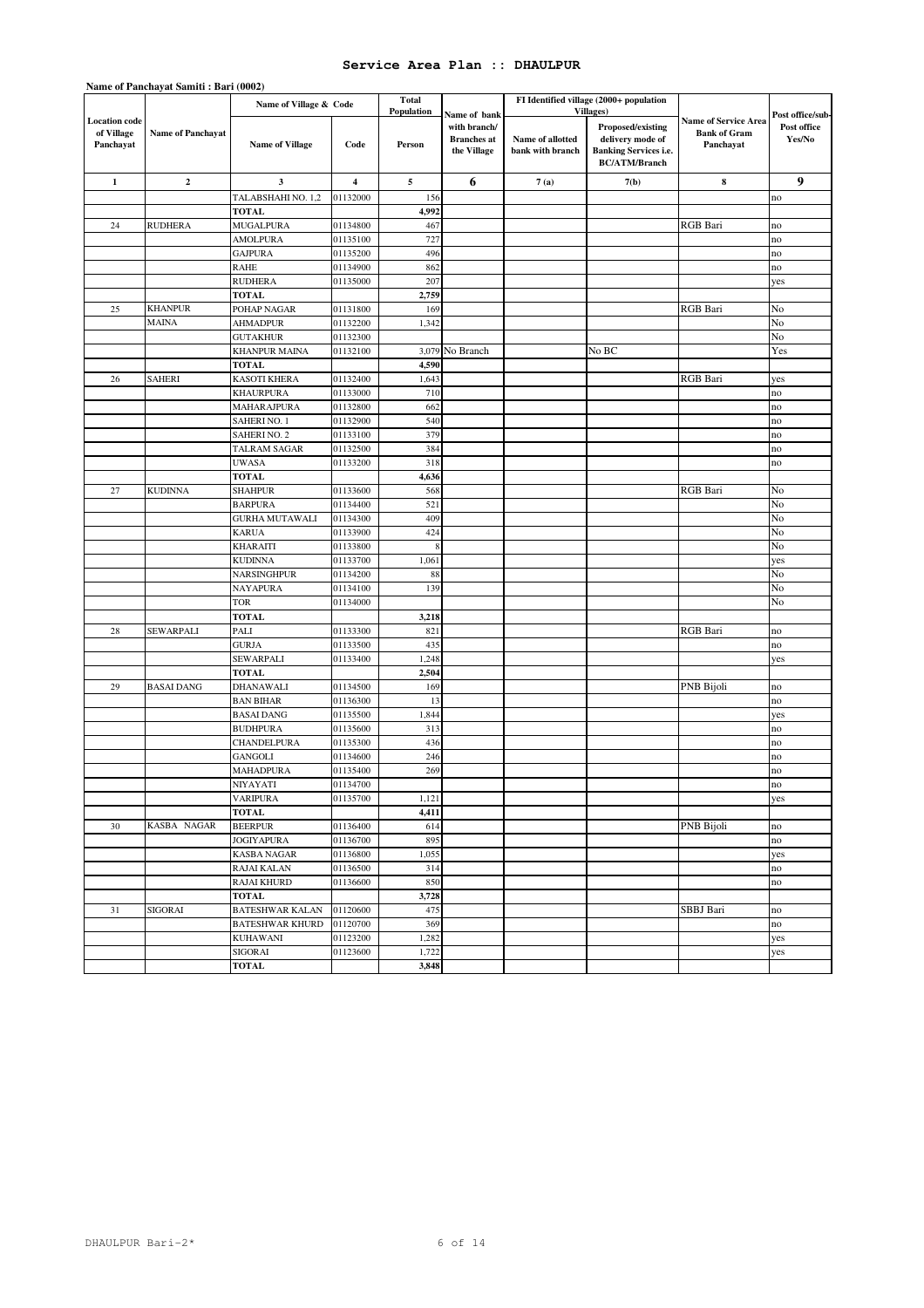# Service Area Plan :: DHAULPUR

**Name of Panchayat Samiti : Bari (0002)**

| Location code of Village Panchayat | Name of Panchayat | Name of Village & Code | | Total Population | Name of bank with branch/ Branches at the Village | FI Identified village (2000+ population Villages) | | Name of Service Area Bank of Gram Panchayat | Post office/sub-Post office Yes/No |
|---|---|---|---|---|---|---|---|---|---|
| | | Name of Village | Code | Person | | Name of allotted bank with branch | Proposed/existing delivery mode of Banking Services i.e. BC/ATM/Branch | | |
| 1 | 2 | 3 | 4 | 5 | 6 | 7 (a) | 7(b) | 8 | 9 |
| | | TALABSHAHI NO. 1,2 | 01132000 | 156 | | | | | no |
| | | TOTAL | | 4,992 | | | | | |
| 24 | RUDHERA | MUGALPURA | 01134800 | 467 | | | | RGB Bari | no |
| | | AMOLPURA | 01135100 | 727 | | | | | no |
| | | GAJPURA | 01135200 | 496 | | | | | no |
| | | RAHE | 01134900 | 862 | | | | | no |
| | | RUDHERA | 01135000 | 207 | | | | | yes |
| | | TOTAL | | 2,759 | | | | | |
| 25 | KHANPUR MAINA | POHAP NAGAR | 01131800 | 169 | | | | RGB Bari | No |
| | | AHMADPUR | 01132200 | 1,342 | | | | | No |
| | | GUTAKHUR | 01132300 | | | | | | No |
| | | KHANPUR MAINA | 01132100 | 3,079 | No Branch | | No BC | | Yes |
| | | TOTAL | | 4,590 | | | | | |
| 26 | SAHERI | KASOTI KHERA | 01132400 | 1,643 | | | | RGB Bari | yes |
| | | KHAURPURA | 01133000 | 710 | | | | | no |
| | | MAHARAJPURA | 01132800 | 662 | | | | | no |
| | | SAHERI NO. 1 | 01132900 | 540 | | | | | no |
| | | SAHERI NO. 2 | 01133100 | 379 | | | | | no |
| | | TALRAM SAGAR | 01132500 | 384 | | | | | no |
| | | UWASA | 01133200 | 318 | | | | | no |
| | | TOTAL | | 4,636 | | | | | |
| 27 | KUDINNA | SHAHPUR | 01133600 | 568 | | | | RGB Bari | No |
| | | BARPURA | 01134400 | 521 | | | | | No |
| | | GURHA MUTAWALI | 01134300 | 409 | | | | | No |
| | | KARUA | 01133900 | 424 | | | | | No |
| | | KHARAITI | 01133800 | 8 | | | | | No |
| | | KUDINNA | 01133700 | 1,061 | | | | | yes |
| | | NARSINGHPUR | 01134200 | 88 | | | | | No |
| | | NAYAPURA | 01134100 | 139 | | | | | No |
| | | TOR | 01134000 | | | | | | No |
| | | TOTAL | | 3,218 | | | | | |
| 28 | SEWARPALI | PALI | 01133300 | 821 | | | | RGB Bari | no |
| | | GURJA | 01133500 | 435 | | | | | no |
| | | SEWARPALI | 01133400 | 1,248 | | | | | yes |
| | | TOTAL | | 2,504 | | | | | |
| 29 | BASAI DANG | DHANAWALI | 01134500 | 169 | | | | PNB Bijoli | no |
| | | BAN BIHAR | 01136300 | 13 | | | | | no |
| | | BASAI DANG | 01135500 | 1,844 | | | | | yes |
| | | BUDHPURA | 01135600 | 313 | | | | | no |
| | | CHANDELPURA | 01135300 | 436 | | | | | no |
| | | GANGOLI | 01134600 | 246 | | | | | no |
| | | MAHADPURA | 01135400 | 269 | | | | | no |
| | | NIYAYATI | 01134700 | | | | | | no |
| | | VARIPURA | 01135700 | 1,121 | | | | | yes |
| | | TOTAL | | 4,411 | | | | | |
| 30 | KASBA NAGAR | BEERPUR | 01136400 | 614 | | | | PNB Bijoli | no |
| | | JOGIYAPURA | 01136700 | 895 | | | | | no |
| | | KASBA NAGAR | 01136800 | 1,055 | | | | | yes |
| | | RAJAI KALAN | 01136500 | 314 | | | | | no |
| | | RAJAI KHURD | 01136600 | 850 | | | | | no |
| | | TOTAL | | 3,728 | | | | | |
| 31 | SIGORAI | BATESHWAR KALAN | 01120600 | 475 | | | | SBBJ Bari | no |
| | | BATESHWAR KHURD | 01120700 | 369 | | | | | no |
| | | KUHAWANI | 01123200 | 1,282 | | | | | yes |
| | | SIGORAI | 01123600 | 1,722 | | | | | yes |
| | | TOTAL | | 3,848 | | | | | |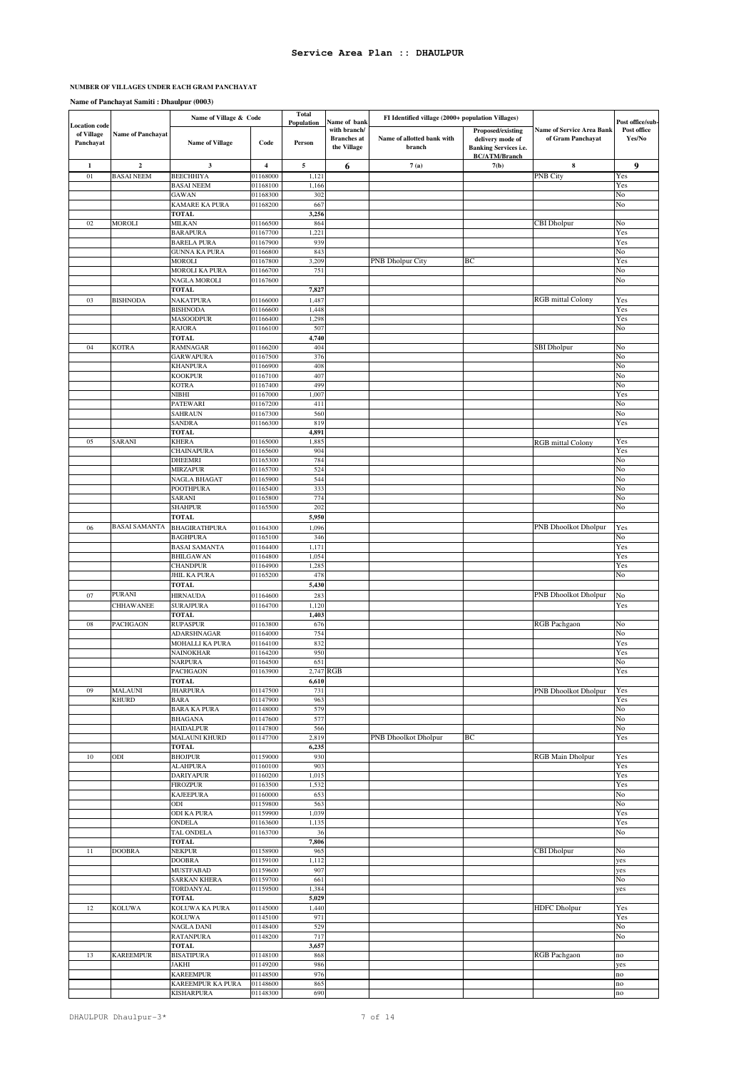# Service Area Plan :: DHAULPUR

**NUMBER OF VILLAGES UNDER EACH GRAM PANCHAYAT**

**Name of Panchayat Samiti : Dhaulpur (0003)**

| Location code of Village Panchayat | Name of Panchayat | Name of Village & Code | | Total Population | Name of bank with branch/ Branches at the Village | FI Identified village (2000+ population Villages) | | Name of Service Area Bank of Gram Panchayat | Post office/sub-Post office Yes/No |
|---|---|---|---|---|---|---|---|---|---|
| | | Name of Village | Code | Person | | Name of allotted bank with branch | Proposed/existing delivery mode of Banking Services i.e. BC/ATM/Branch | | |
| 1 | 2 | 3 | 4 | 5 | 6 | 7 (a) | 7(b) | 8 | 9 |
| 01 | BASAI NEEM | BEECHHIYA | 01168000 | 1,121 | | | | PNB City | Yes |
| | | BASAI NEEM | 01168100 | 1,166 | | | | | Yes |
| | | GAWAN | 01168300 | 302 | | | | | No |
| | | KAMARE KA PURA | 01168200 | 667 | | | | | No |
| | | **TOTAL** | | **3,256** | | | | | |
| 02 | MOROLI | MILKAN | 01166500 | 864 | | | | CBI Dholpur | No |
| | | BARAPURA | 01167700 | 1,221 | | | | | Yes |
| | | BARELA PURA | 01167900 | 939 | | | | | Yes |
| | | GUNNA KA PURA | 01166800 | 843 | | | | | No |
| | | MOROLI | 01167800 | 3,209 | | PNB Dholpur City | BC | | Yes |
| | | MOROLI KA PURA | 01166700 | 751 | | | | | No |
| | | NAGLA MOROLI | 01167600 | | | | | | No |
| | | **TOTAL** | | **7,827** | | | | | |
| 03 | BISHNODA | NAKATPURA | 01166000 | 1,487 | | | | RGB mittal Colony | Yes |
| | | BISHNODA | 01166600 | 1,448 | | | | | Yes |
| | | MASOODPUR | 01166400 | 1,298 | | | | | Yes |
| | | RAJORA | 01166100 | 507 | | | | | No |
| | | **TOTAL** | | **4,740** | | | | | |
| 04 | KOTRA | RAMNAGAR | 01166200 | 404 | | | | SBI Dholpur | No |
| | | GARWAPURA | 01167500 | 376 | | | | | No |
| | | KHANPURA | 01166900 | 408 | | | | | No |
| | | KOOKPUR | 01167100 | 407 | | | | | No |
| | | KOTRA | 01167400 | 499 | | | | | No |
| | | NIBHI | 01167000 | 1,007 | | | | | Yes |
| | | PATEWARI | 01167200 | 411 | | | | | No |
| | | SAHRAUN | 01167300 | 560 | | | | | No |
| | | SANDRA | 01166300 | 819 | | | | | Yes |
| | | **TOTAL** | | **4,891** | | | | | |
| 05 | SARANI | KHERA | 01165000 | 1,885 | | | | RGB mittal Colony | Yes |
| | | CHAINAPURA | 01165600 | 904 | | | | | Yes |
| | | DHEEMRI | 01165300 | 784 | | | | | No |
| | | MIRZAPUR | 01165700 | 524 | | | | | No |
| | | NAGLA BHAGAT | 01165900 | 544 | | | | | No |
| | | POOTHPURA | 01165400 | 333 | | | | | No |
| | | SARANI | 01165800 | 774 | | | | | No |
| | | SHAHPUR | 01165500 | 202 | | | | | No |
| | | **TOTAL** | | **5,950** | | | | | |
| 06 | BASAI SAMANTA | BHAGIRATHPURA | 01164300 | 1,096 | | | | PNB Dhoolkot Dholpur | Yes |
| | | BAGHPURA | 01165100 | 346 | | | | | No |
| | | BASAI SAMANTA | 01164400 | 1,171 | | | | | Yes |
| | | BHILGAWAN | 01164800 | 1,054 | | | | | Yes |
| | | CHANDPUR | 01164900 | 1,285 | | | | | Yes |
| | | JHIL KA PURA | 01165200 | 478 | | | | | No |
| | | **TOTAL** | | **5,430** | | | | | |
| 07 | PURANI CHHAWANEE | HIRNAUDA | 01164600 | 283 | | | | PNB Dhoolkot Dholpur | No |
| | | SURAJPURA | 01164700 | 1,120 | | | | | Yes |
| | | **TOTAL** | | **1,403** | | | | | |
| 08 | PACHGAON | RUPASPUR | 01163800 | 676 | | | | RGB Pachgaon | No |
| | | ADARSHNAGAR | 01164000 | 754 | | | | | No |
| | | MOHALLI KA PURA | 01164100 | 832 | | | | | Yes |
| | | NAINOKHAR | 01164200 | 950 | | | | | Yes |
| | | NARPURA | 01164500 | 651 | | | | | No |
| | | PACHGAON | 01163900 | 2,747 | RGB | | | | Yes |
| | | **TOTAL** | | **6,610** | | | | | |
| 09 | MALAUNI KHURD | JHARPURA | 01147500 | 731 | | | | PNB Dhoolkot Dholpur | Yes |
| | | BARA | 01147900 | 963 | | | | | Yes |
| | | BARA KA PURA | 01148000 | 579 | | | | | No |
| | | BHAGANA | 01147600 | 577 | | | | | No |
| | | HAIDALPUR | 01147800 | 566 | | | | | No |
| | | MALAUNI KHURD | 01147700 | 2,819 | | PNB Dhoolkot Dholpur | BC | | Yes |
| | | **TOTAL** | | **6,235** | | | | | |
| 10 | ODI | BHOJPUR | 01159000 | 930 | | | | RGB Main Dholpur | Yes |
| | | ALAHPURA | 01160100 | 903 | | | | | Yes |
| | | DARIYAPUR | 01160200 | 1,015 | | | | | Yes |
| | | FIROZPUR | 01163500 | 1,532 | | | | | Yes |
| | | KAJEEPURA | 01160000 | 653 | | | | | No |
| | | ODI | 01159800 | 563 | | | | | No |
| | | ODI KA PURA | 01159900 | 1,039 | | | | | Yes |
| | | ONDELA | 01163600 | 1,135 | | | | | Yes |
| | | TAL ONDELA | 01163700 | 36 | | | | | No |
| | | **TOTAL** | | **7,806** | | | | | |
| 11 | DOOBRA | NEKPUR | 01158900 | 965 | | | | CBI Dholpur | No |
| | | DOOBRA | 01159100 | 1,112 | | | | | yes |
| | | MUSTFABAD | 01159600 | 907 | | | | | yes |
| | | SARKAN KHERA | 01159700 | 661 | | | | | No |
| | | TORDANYAL | 01159500 | 1,384 | | | | | yes |
| | | **TOTAL** | | **5,029** | | | | | |
| 12 | KOLUWA | KOLUWA KA PURA | 01145000 | 1,440 | | | | HDFC Dholpur | Yes |
| | | KOLUWA | 01145100 | 971 | | | | | Yes |
| | | NAGLA DANI | 01148400 | 529 | | | | | No |
| | | RATANPURA | 01148200 | 717 | | | | | No |
| | | **TOTAL** | | **3,657** | | | | | |
| 13 | KAREEMPUR | BISATIPURA | 01148100 | 868 | | | | RGB Pachgaon | no |
| | | JAKHI | 01149200 | 986 | | | | | yes |
| | | KAREEMPUR | 01148500 | 976 | | | | | no |
| | | KAREEMPUR KA PURA | 01148600 | 865 | | | | | no |
| | | KISHARPURA | 01148300 | 690 | | | | | no |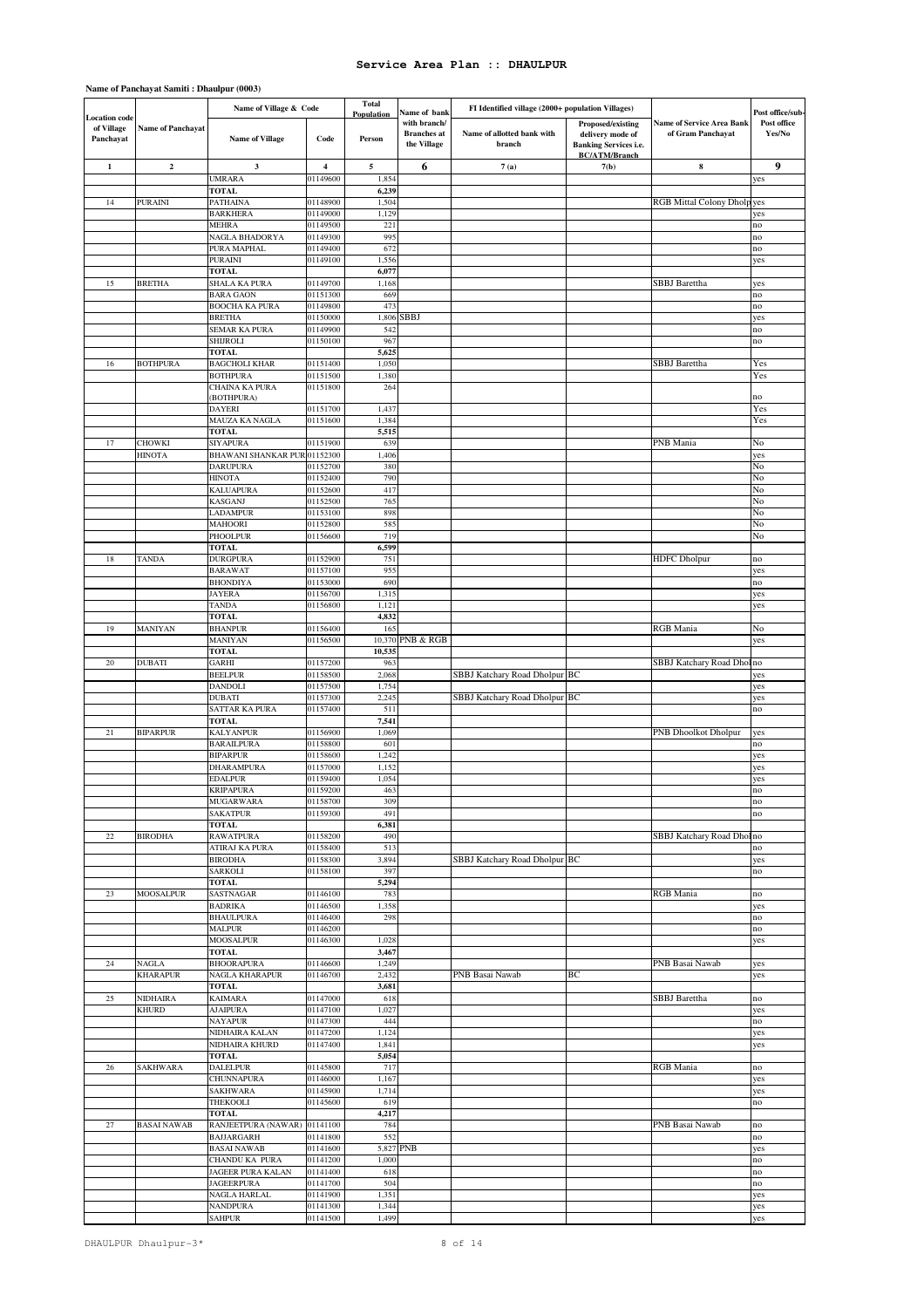# Service Area Plan :: DHAULPUR

**Name of Panchayat Samiti : Dhaulpur (0003)**

| Location code of Village Panchayat | Name of Panchayat | Name of Village & Code | | Total Population | Name of bank with branch/ Branches at the Village | FI Identified village (2000+ population Villages) | | Name of Service Area Bank of Gram Panchayat | Post office/sub-Post office Yes/No |
|---|---|---|---|---|---|---|---|---|---|
| | | Name of Village | Code | Person | | Name of allotted bank with branch | Proposed/existing delivery mode of Banking Services i.e. BC/ATM/Branch | | |
| 1 | 2 | 3 | 4 | 5 | 6 | 7 (a) | 7(b) | 8 | 9 |
| | | UMRARA | 01149600 | 1,854 | | | | | yes |
| | | TOTAL | | 6,239 | | | | | |
| 14 | PURAINI | PATHAINA | 01148900 | 1,504 | | | | RGB Mittal Colony Dholp | yes |
| | | BARKHERA | 01149000 | 1,129 | | | | | yes |
| | | MEHRA | 01149500 | 221 | | | | | no |
| | | NAGLA BHADORYA | 01149300 | 995 | | | | | no |
| | | PURA MAPHAL | 01149400 | 672 | | | | | no |
| | | PURAINI | 01149100 | 1,556 | | | | | yes |
| | | TOTAL | | 6,077 | | | | | |
| 15 | BRETHA | SHALA KA PURA | 01149700 | 1,168 | | | | SBBJ Barettha | yes |
| | | BARA GAON | 01151300 | 669 | | | | | no |
| | | BOOCHA KA PURA | 01149800 | 473 | | | | | no |
| | | BRETHA | 01150000 | 1,806 | SBBJ | | | | yes |
| | | SEMAR KA PURA | 01149900 | 542 | | | | | no |
| | | SHIJROLI | 01150100 | 967 | | | | | no |
| | | TOTAL | | 5,625 | | | | | |
| 16 | BOTHPURA | BAGCHOLI KHAR | 01151400 | 1,050 | | | | SBBJ Barettha | Yes |
| | | BOTHPURA | 01151500 | 1,380 | | | | | Yes |
| | | CHAINA KA PURA (BOTHPURA) | 01151800 | 264 | | | | | no |
| | | DAYERI | 01151700 | 1,437 | | | | | Yes |
| | | MAUZA KA NAGLA | 01151600 | 1,384 | | | | | Yes |
| | | TOTAL | | 5,515 | | | | | |
| 17 | CHOWKI HINOTA | SIYAPURA | 01151900 | 639 | | | | PNB Mania | No |
| | | BHAWANI SHANKAR PUR | 01152300 | 1,406 | | | | | yes |
| | | DARUPURA | 01152700 | 380 | | | | | No |
| | | HINOTA | 01152400 | 790 | | | | | No |
| | | KALUAPURA | 01152600 | 417 | | | | | No |
| | | KASGANJ | 01152500 | 765 | | | | | No |
| | | LADAMPUR | 01153100 | 898 | | | | | No |
| | | MAHOORI | 01152800 | 585 | | | | | No |
| | | PHOOLPUR | 01156600 | 719 | | | | | No |
| | | TOTAL | | 6,599 | | | | | |
| 18 | TANDA | DURGPURA | 01152900 | 751 | | | | HDFC Dholpur | no |
| | | BARAWAT | 01157100 | 955 | | | | | yes |
| | | BHONDIYA | 01153000 | 690 | | | | | no |
| | | JAYERA | 01156700 | 1,315 | | | | | yes |
| | | TANDA | 01156800 | 1,121 | | | | | yes |
| | | TOTAL | | 4,832 | | | | | |
| 19 | MANIYAN | BHANPUR | 01156400 | 165 | | | | RGB Mania | No |
| | | MANIYAN | 01156500 | 10,370 | PNB & RGB | | | | yes |
| | | TOTAL | | 10,535 | | | | | |
| 20 | DUBATI | GARHI | 01157200 | 963 | | | | SBBJ Katchary Road Dhol | no |
| | | BEELPUR | 01158500 | 2,068 | | SBBJ Katchary Road Dholpur | BC | | yes |
| | | DANDOLI | 01157500 | 1,754 | | | | | yes |
| | | DUBATI | 01157300 | 2,245 | | SBBJ Katchary Road Dholpur | BC | | yes |
| | | SATTAR KA PURA | 01157400 | 511 | | | | | no |
| | | TOTAL | | 7,541 | | | | | |
| 21 | BIPARPUR | KALYANPUR | 01156900 | 1,069 | | | | PNB Dhoolkot Dholpur | yes |
| | | BARAILPURA | 01158800 | 601 | | | | | no |
| | | BIPARPUR | 01158600 | 1,242 | | | | | yes |
| | | DHARAMPURA | 01157000 | 1,152 | | | | | yes |
| | | EDALPUR | 01159400 | 1,054 | | | | | yes |
| | | KRIPAPURA | 01159200 | 463 | | | | | no |
| | | MUGARWARA | 01158700 | 309 | | | | | no |
| | | SAKATPUR | 01159300 | 491 | | | | | no |
| | | TOTAL | | 6,381 | | | | | |
| 22 | BIRODHA | RAWATPURA | 01158200 | 490 | | | | SBBJ Katchary Road Dhol | no |
| | | ATIRAJ KA PURA | 01158400 | 513 | | | | | no |
| | | BIRODHA | 01158300 | 3,894 | | SBBJ Katchary Road Dholpur | BC | | yes |
| | | SARKOLI | 01158100 | 397 | | | | | no |
| | | TOTAL | | 5,294 | | | | | |
| 23 | MOOSALPUR | SASTNAGAR | 01146100 | 783 | | | | RGB Mania | no |
| | | BADRIKA | 01146500 | 1,358 | | | | | yes |
| | | BHAULPURA | 01146400 | 298 | | | | | no |
| | | MALPUR | 01146200 | | | | | | no |
| | | MOOSALPUR | 01146300 | 1,028 | | | | | yes |
| | | TOTAL | | 3,467 | | | | | |
| 24 | NAGLA KHARAPUR | BHOORAPURA | 01146600 | 1,249 | | | | PNB Basai Nawab | yes |
| | | NAGLA KHARAPUR | 01146700 | 2,432 | | PNB Basai Nawab | BC | | yes |
| | | TOTAL | | 3,681 | | | | | |
| 25 | NIDHAIRA KHURD | KAIMARA | 01147000 | 618 | | | | SBBJ Barettha | no |
| | | AJAIPURA | 01147100 | 1,027 | | | | | yes |
| | | NAYAPUR | 01147300 | 444 | | | | | no |
| | | NIDHAIRA KALAN | 01147200 | 1,124 | | | | | yes |
| | | NIDHAIRA KHURD | 01147400 | 1,841 | | | | | yes |
| | | TOTAL | | 5,054 | | | | | |
| 26 | SAKHWARA | DALELPUR | 01145800 | 717 | | | | RGB Mania | no |
| | | CHUNNAPURA | 01146000 | 1,167 | | | | | yes |
| | | SAKHWARA | 01145900 | 1,714 | | | | | yes |
| | | THEKOOLI | 01145600 | 619 | | | | | no |
| | | TOTAL | | 4,217 | | | | | |
| 27 | BASAI NAWAB | RANJEETPURA (NAWAR) | 01141100 | 784 | | | | PNB Basai Nawab | no |
| | | BAJJARGARH | 01141800 | 552 | | | | | no |
| | | BASAI NAWAB | 01141600 | 5,827 | PNB | | | | yes |
| | | CHANDU KA PURA | 01141200 | 1,000 | | | | | no |
| | | JAGEER PURA KALAN | 01141400 | 618 | | | | | no |
| | | JAGEERPURA | 01141700 | 504 | | | | | no |
| | | NAGLA HARLAL | 01141900 | 1,351 | | | | | yes |
| | | NANDPURA | 01141300 | 1,344 | | | | | yes |
| | | SAHPUR | 01141500 | 1,499 | | | | | yes |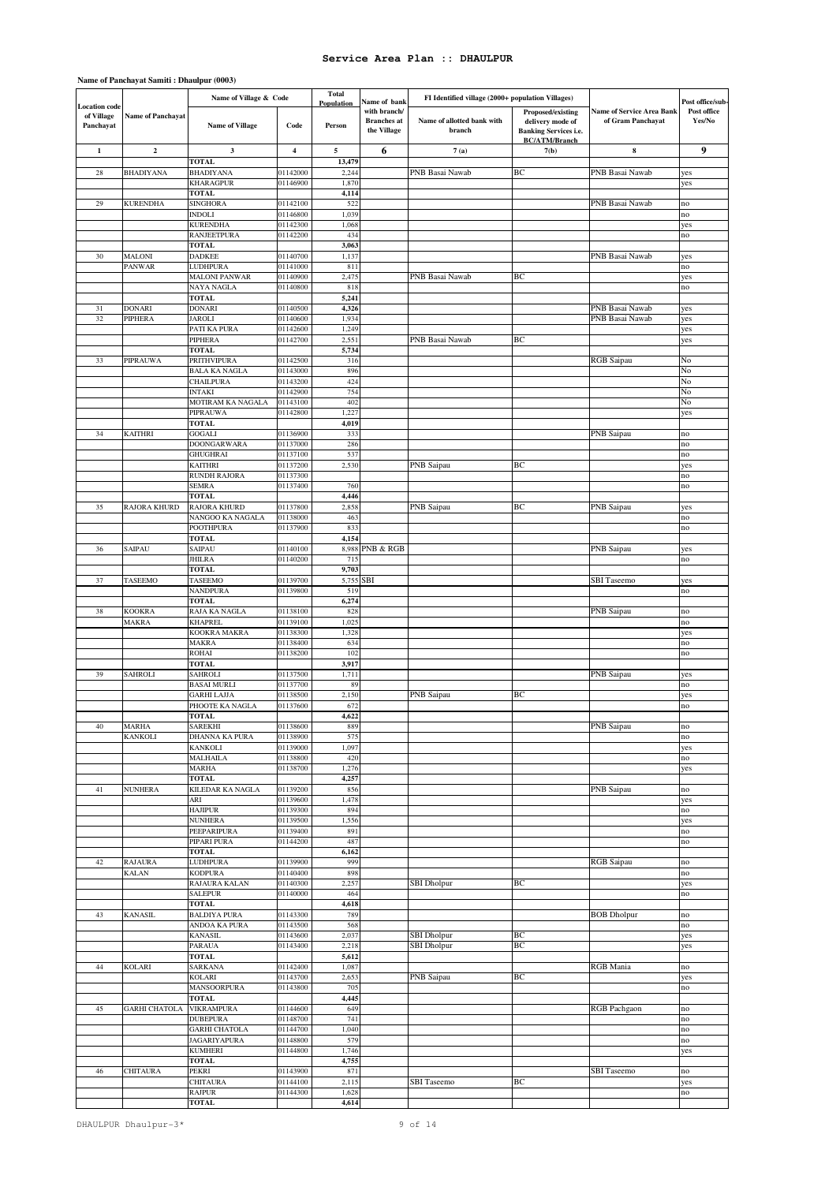# Service Area Plan :: DHAULPUR

**Name of Panchayat Samiti : Dhaulpur (0003)**

| Location code of Village Panchayat | Name of Panchayat | Name of Village & Code | | Total Population | Name of bank with branch/ Branches at the Village | FI Identified village (2000+ population Villages) | | Name of Service Area Bank of Gram Panchayat | Post office/sub-Post office Yes/No |
|---|---|---|---|---|---|---|---|---|---|
| | | Name of Village | Code | Person | | Name of allotted bank with branch | Proposed/existing delivery mode of Banking Services i.e. BC/ATM/Branch | | |
| 1 | 2 | 3 | 4 | 5 | 6 | 7 (a) | 7(b) | 8 | 9 |
| | | TOTAL | | 13,479 | | | | | |
| 28 | BHADIYANA | BHADIYANA | 01142000 | 2,244 | | PNB Basai Nawab | BC | PNB Basai Nawab | yes |
| | | KHARAGPUR | 01146900 | 1,870 | | | | | yes |
| | | TOTAL | | 4,114 | | | | | |
| 29 | KURENDHA | SINGHORA | 01142100 | 522 | | | | PNB Basai Nawab | no |
| | | INDOLI | 01146800 | 1,039 | | | | | no |
| | | KURENDHA | 01142300 | 1,068 | | | | | yes |
| | | RANJEETPURA | 01142200 | 434 | | | | | no |
| | | TOTAL | | 3,063 | | | | | |
| 30 | MALONI PANWAR | DADKEE | 01140700 | 1,137 | | | | PNB Basai Nawab | yes |
| | | LUDHPURA | 01141000 | 811 | | | | | no |
| | | MALONI PANWAR | 01140900 | 2,475 | | PNB Basai Nawab | BC | | yes |
| | | NAYA NAGLA | 01140800 | 818 | | | | | no |
| | | TOTAL | | 5,241 | | | | | |
| 31 | DONARI | DONARI | 01140500 | 4,326 | | | | PNB Basai Nawab | yes |
| 32 | PIPHERA | JAROLI | 01140600 | 1,934 | | | | PNB Basai Nawab | yes |
| | | PATI KA PURA | 01142600 | 1,249 | | | | | yes |
| | | PIPHERA | 01142700 | 2,551 | | PNB Basai Nawab | BC | | yes |
| | | TOTAL | | 5,734 | | | | | |
| 33 | PIPRAUWA | PRITHVIPURA | 01142500 | 316 | | | | RGB Saipau | No |
| | | BALA KA NAGLA | 01143000 | 896 | | | | | No |
| | | CHAILPURA | 01143200 | 424 | | | | | No |
| | | INTAKI | 01142900 | 754 | | | | | No |
| | | MOTIRAM KA NAGALA | 01143100 | 402 | | | | | No |
| | | PIPRAUWA | 01142800 | 1,227 | | | | | yes |
| | | TOTAL | | 4,019 | | | | | |
| 34 | KAITHRI | GOGALI | 01136900 | 333 | | | | PNB Saipau | no |
| | | DOONGARWARA | 01137000 | 286 | | | | | no |
| | | GHUGHRAI | 01137100 | 537 | | | | | no |
| | | KAITHRI | 01137200 | 2,530 | | PNB Saipau | BC | | yes |
| | | RUNDH RAJORA | 01137300 | | | | | | no |
| | | SEMRA | 01137400 | 760 | | | | | no |
| | | TOTAL | | 4,446 | | | | | |
| 35 | RAJORA KHURD | RAJORA KHURD | 01137800 | 2,858 | | PNB Saipau | BC | PNB Saipau | yes |
| | | NANGOO KA NAGALA | 01138000 | 463 | | | | | no |
| | | POOTHPURA | 01137900 | 833 | | | | | no |
| | | TOTAL | | 4,154 | | | | | |
| 36 | SAIPAU | SAIPAU | 01140100 | 8,988 | PNB & RGB | | | PNB Saipau | yes |
| | | JHILRA | 01140200 | 715 | | | | | no |
| | | TOTAL | | 9,703 | | | | | |
| 37 | TASEEMO | TASEEMO | 01139700 | 5,755 | SBI | | | SBI Taseemo | yes |
| | | NANDPURA | 01139800 | 519 | | | | | no |
| | | TOTAL | | 6,274 | | | | | |
| 38 | KOOKRA MAKRA | RAJA KA NAGLA | 01138100 | 828 | | | | PNB Saipau | no |
| | | KHAPREL | 01139100 | 1,025 | | | | | no |
| | | KOOKRA MAKRA | 01138300 | 1,328 | | | | | yes |
| | | MAKRA | 01138400 | 634 | | | | | no |
| | | ROHAI | 01138200 | 102 | | | | | no |
| | | TOTAL | | 3,917 | | | | | |
| 39 | SAHROLI | SAHROLI | 01137500 | 1,711 | | | | PNB Saipau | yes |
| | | BASAI MURLI | 01137700 | 89 | | | | | no |
| | | GARHI LAJJA | 01138500 | 2,150 | | PNB Saipau | BC | | yes |
| | | PHOOTE KA NAGLA | 01137600 | 672 | | | | | no |
| | | TOTAL | | 4,622 | | | | | |
| 40 | MARHA KANKOLI | SAREKHI | 01138600 | 889 | | | | PNB Saipau | no |
| | | DHANNA KA PURA | 01138900 | 575 | | | | | no |
| | | KANKOLI | 01139000 | 1,097 | | | | | yes |
| | | MALHAILA | 01138800 | 420 | | | | | no |
| | | MARHA | 01138700 | 1,276 | | | | | yes |
| | | TOTAL | | 4,257 | | | | | |
| 41 | NUNHERA | KILEDAR KA NAGLA | 01139200 | 856 | | | | PNB Saipau | no |
| | | ARI | 01139600 | 1,478 | | | | | yes |
| | | HAJIPUR | 01139300 | 894 | | | | | no |
| | | NUNHERA | 01139500 | 1,556 | | | | | yes |
| | | PEEPARIPURA | 01139400 | 891 | | | | | no |
| | | PIPARI PURA | 01144200 | 487 | | | | | no |
| | | TOTAL | | 6,162 | | | | | |
| 42 | RAJAURA KALAN | LUDHPURA | 01139900 | 999 | | | | RGB Saipau | no |
| | | KODPURA | 01140400 | 898 | | | | | no |
| | | RAJAURA KALAN | 01140300 | 2,257 | | SBI Dholpur | BC | | yes |
| | | SALEPUR | 01140000 | 464 | | | | | no |
| | | TOTAL | | 4,618 | | | | | |
| 43 | KANASIL | BALDIYA PURA | 01143300 | 789 | | | | BOB Dholpur | no |
| | | ANDOA KA PURA | 01143500 | 568 | | | | | no |
| | | KANASIL | 01143600 | 2,037 | | SBI Dholpur | BC | | yes |
| | | PARAUA | 01143400 | 2,218 | | SBI Dholpur | BC | | yes |
| | | TOTAL | | 5,612 | | | | | |
| 44 | KOLARI | SARKANA | 01142400 | 1,087 | | | | RGB Mania | no |
| | | KOLARI | 01143700 | 2,653 | | PNB Saipau | BC | | yes |
| | | MANSOORPURA | 01143800 | 705 | | | | | no |
| | | TOTAL | | 4,445 | | | | | |
| 45 | GARHI CHATOLA | VIKRAMPURA | 01144600 | 649 | | | | RGB Pachgaon | no |
| | | DUBEPURA | 01148700 | 741 | | | | | no |
| | | GARHI CHATOLA | 01144700 | 1,040 | | | | | no |
| | | JAGARIYAPURA | 01148800 | 579 | | | | | no |
| | | KUMHERI | 01144800 | 1,746 | | | | | yes |
| | | TOTAL | | 4,755 | | | | | |
| 46 | CHITAURA | PEKRI | 01143900 | 871 | | | | SBI Taseemo | no |
| | | CHITAURA | 01144100 | 2,115 | | SBI Taseemo | BC | | yes |
| | | RAIPUR | 01144300 | 1,628 | | | | | no |
| | | TOTAL | | 4,614 | | | | | |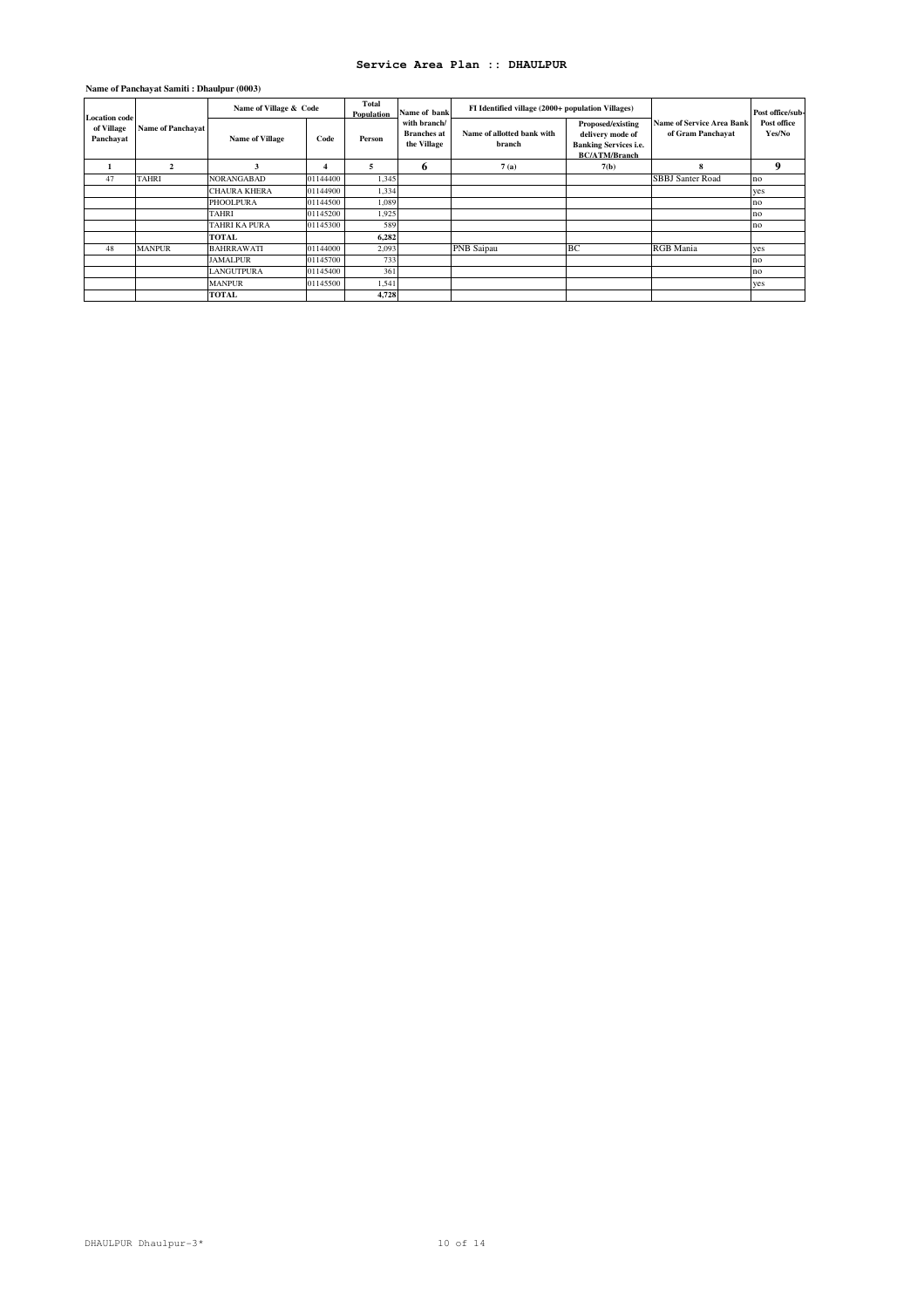# Service Area Plan :: DHAULPUR

**Name of Panchayat Samiti : Dhaulpur (0003)**

| Location code of Village Panchayat | Name of Panchayat | Name of Village & Code | | Total Population | Name of bank with branch/ Branches at the Village | FI Identified village (2000+ population Villages) | | Name of Service Area Bank of Gram Panchayat | Post office/sub-Post office Yes/No |
|---|---|---|---|---|---|---|---|---|---|
| | | Name of Village | Code | Person | | Name of allotted bank with branch | Proposed/existing delivery mode of Banking Services i.e. BC/ATM/Branch | | |
| 1 | 2 | 3 | 4 | 5 | 6 | 7 (a) | 7(b) | 8 | 9 |
| 47 | TAHRI | NORANGABAD | 01144400 | 1,345 | | | | SBBJ Santer Road | no |
| | | CHAURA KHERA | 01144900 | 1,334 | | | | | yes |
| | | PHOOLPURA | 01144500 | 1,089 | | | | | no |
| | | TAHRI | 01145200 | 1,925 | | | | | no |
| | | TAHRI KA PURA | 01145300 | 589 | | | | | no |
| | | **TOTAL** | | **6,282** | | | | | |
| 48 | MANPUR | BAHRRAWATI | 01144000 | 2,093 | | PNB Saipau | BC | RGB Mania | yes |
| | | JAMALPUR | 01145700 | 733 | | | | | no |
| | | LANGUTPURA | 01145400 | 361 | | | | | no |
| | | MANPUR | 01145500 | 1,541 | | | | | yes |
| | | **TOTAL** | | **4,728** | | | | | |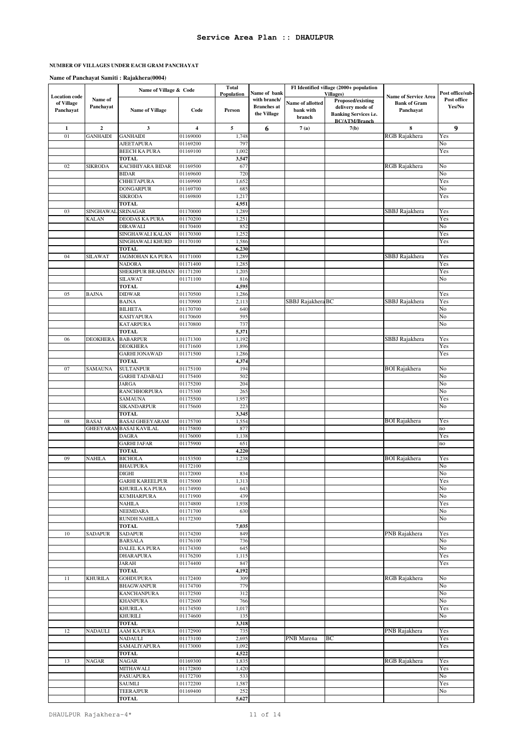# Service Area Plan :: DHAULPUR

**NUMBER OF VILLAGES UNDER EACH GRAM PANCHAYAT**

**Name of Panchayat Samiti : Rajakhera(0004)**

| Location code of Village Panchayat | Name of Panchayat | Name of Village & Code | | Total Population | Name of bank with branch/ Branches at the Village | FI Identified village (2000+ population Villages) | | Name of Service Area Bank of Gram Panchayat | Post office/sub-Post office Yes/No |
|---|---|---|---|---|---|---|---|---|---|
| | | Name of Village | Code | Person | | Name of allotted bank with branch | Proposed/existing delivery mode of Banking Services i.e. BC/ATM/Branch | | |
| 1 | 2 | 3 | 4 | 5 | 6 | 7 (a) | 7(b) | 8 | 9 |
| 01 | GANHAIDI | GANHAIDI | 01169000 | 1,748 | | | | RGB Rajakhera | Yes |
| | | AJEETAPURA | 01169200 | 797 | | | | | No |
| | | BEECH KA PURA | 01169100 | 1,002 | | | | | Yes |
| | | TOTAL | | 3,547 | | | | | |
| 02 | SIKRODA | KACHHIYARA BIDAR | 01169500 | 677 | | | | RGB Rajakhera | No |
| | | BIDAR | 01169600 | 720 | | | | | No |
| | | CHHETAPURA | 01169900 | 1,652 | | | | | Yes |
| | | DONGARPUR | 01169700 | 685 | | | | | No |
| | | SIKRODA | 01169800 | 1,217 | | | | | Yes |
| | | TOTAL | | 4,951 | | | | | |
| 03 | SINGHAWAL KALAN | SRINAGAR | 01170000 | 1,289 | | | | SBBJ Rajakhera | Yes |
| | | DEODAS KA PURA | 01170200 | 1,251 | | | | | Yes |
| | | DIRAWALI | 01170400 | 852 | | | | | No |
| | | SINGHAWALI KALAN | 01170300 | 1,252 | | | | | Yes |
| | | SINGHAWALI KHURD | 01170100 | 1,586 | | | | | Yes |
| | | TOTAL | | 6,230 | | | | | |
| 04 | SILAWAT | JAGMOHAN KA PURA | 01171000 | 1,289 | | | | SBBJ Rajakhera | Yes |
| | | NADORA | 01171400 | 1,285 | | | | | Yes |
| | | SHEKHPUR BRAHMAN | 01171200 | 1,205 | | | | | Yes |
| | | SILAWAT | 01171100 | 816 | | | | | No |
| | | TOTAL | | 4,595 | | | | | |
| 05 | BAJNA | DIDWAR | 01170500 | 1,286 | | | | | Yes |
| | | BAJNA | 01170900 | 2,113 | | SBBJ Rajakhera | BC | SBBJ Rajakhera | Yes |
| | | BILHETA | 01170700 | 640 | | | | | No |
| | | KASIYAPURA | 01170600 | 595 | | | | | No |
| | | KATARPURA | 01170800 | 737 | | | | | No |
| | | TOTAL | | 5,371 | | | | | |
| 06 | DEOKHERA | BABARPUR | 01171300 | 1,192 | | | | SBBJ Rajakhera | Yes |
| | | DEOKHERA | 01171600 | 1,896 | | | | | Yes |
| | | GARHI JONAWAD | 01171500 | 1,286 | | | | | Yes |
| | | TOTAL | | 4,374 | | | | | |
| 07 | SAMAUNA | SULTANPUR | 01175100 | 194 | | | | BOI Rajakhera | No |
| | | GARHI TADABALI | 01175400 | 502 | | | | | No |
| | | JARGA | 01175200 | 204 | | | | | No |
| | | RANCHHORPURA | 01175300 | 265 | | | | | No |
| | | SAMAUNA | 01175500 | 1,957 | | | | | Yes |
| | | SIKANDARPUR | 01175600 | 223 | | | | | No |
| | | TOTAL | | 3,345 | | | | | |
| 08 | BASAI GHEEYARAM | BASAI GHEEYARAM | 01175700 | 1,554 | | | | BOI Rajakhera | Yes |
| | | BASAI KAVILAL | 01175800 | 877 | | | | | no |
| | | DAGRA | 01176000 | 1,138 | | | | | Yes |
| | | GARHI JAFAR | 01175900 | 651 | | | | | no |
| | | TOTAL | | 4,220 | | | | | |
| 09 | NAHILA | BICHOLA | 01153500 | 1,238 | | | | BOI Rajakhera | Yes |
| | | BHAUPURA | 01172100 | | | | | | No |
| | | DIGHI | 01172000 | 834 | | | | | No |
| | | GARHI KAREELPUR | 01175000 | 1,313 | | | | | Yes |
| | | KHURILA KA PURA | 01174900 | 643 | | | | | No |
| | | KUMHARPURA | 01171900 | 439 | | | | | No |
| | | NAHILA | 01174800 | 1,938 | | | | | Yes |
| | | NEEMDARA | 01171700 | 630 | | | | | No |
| | | RUNDH NAHILA | 01172300 | | | | | | No |
| | | TOTAL | | 7,035 | | | | | |
| 10 | SADAPUR | SADAPUR | 01174200 | 849 | | | | PNB Rajakhera | Yes |
| | | BARSALA | 01176100 | 736 | | | | | No |
| | | DALEL KA PURA | 01174300 | 645 | | | | | No |
| | | DHARAPURA | 01176200 | 1,115 | | | | | Yes |
| | | JARAH | 01174400 | 847 | | | | | Yes |
| | | TOTAL | | 4,192 | | | | | |
| 11 | KHURILA | GOHDUPURA | 01172400 | 309 | | | | RGB Rajakhera | No |
| | | BHAGWANPUR | 01174700 | 779 | | | | | No |
| | | KANCHANPURA | 01172500 | 312 | | | | | No |
| | | KHANPURA | 01172600 | 766 | | | | | No |
| | | KHURILA | 01174500 | 1,017 | | | | | Yes |
| | | KHURILI | 01174600 | 135 | | | | | No |
| | | TOTAL | | 3,318 | | | | | |
| 12 | NADAULI | AAM KA PURA | 01172900 | 735 | | | | PNB Rajakhera | Yes |
| | | NADAULI | 01173100 | 2,695 | | PNB Marena | BC | | Yes |
| | | SAMALIYAPURA | 01173000 | 1,092 | | | | | Yes |
| | | TOTAL | | 4,522 | | | | | |
| 13 | NAGAR | NAGAR | 01169300 | 1,835 | | | | RGB Rajakhera | Yes |
| | | MITHAWALI | 01172800 | 1,420 | | | | | Yes |
| | | PASUAPURA | 01172700 | 533 | | | | | No |
| | | SAUMLI | 01172200 | 1,587 | | | | | Yes |
| | | TEERAJPUR | 01169400 | 252 | | | | | No |
| | | TOTAL | | 5,627 | | | | | |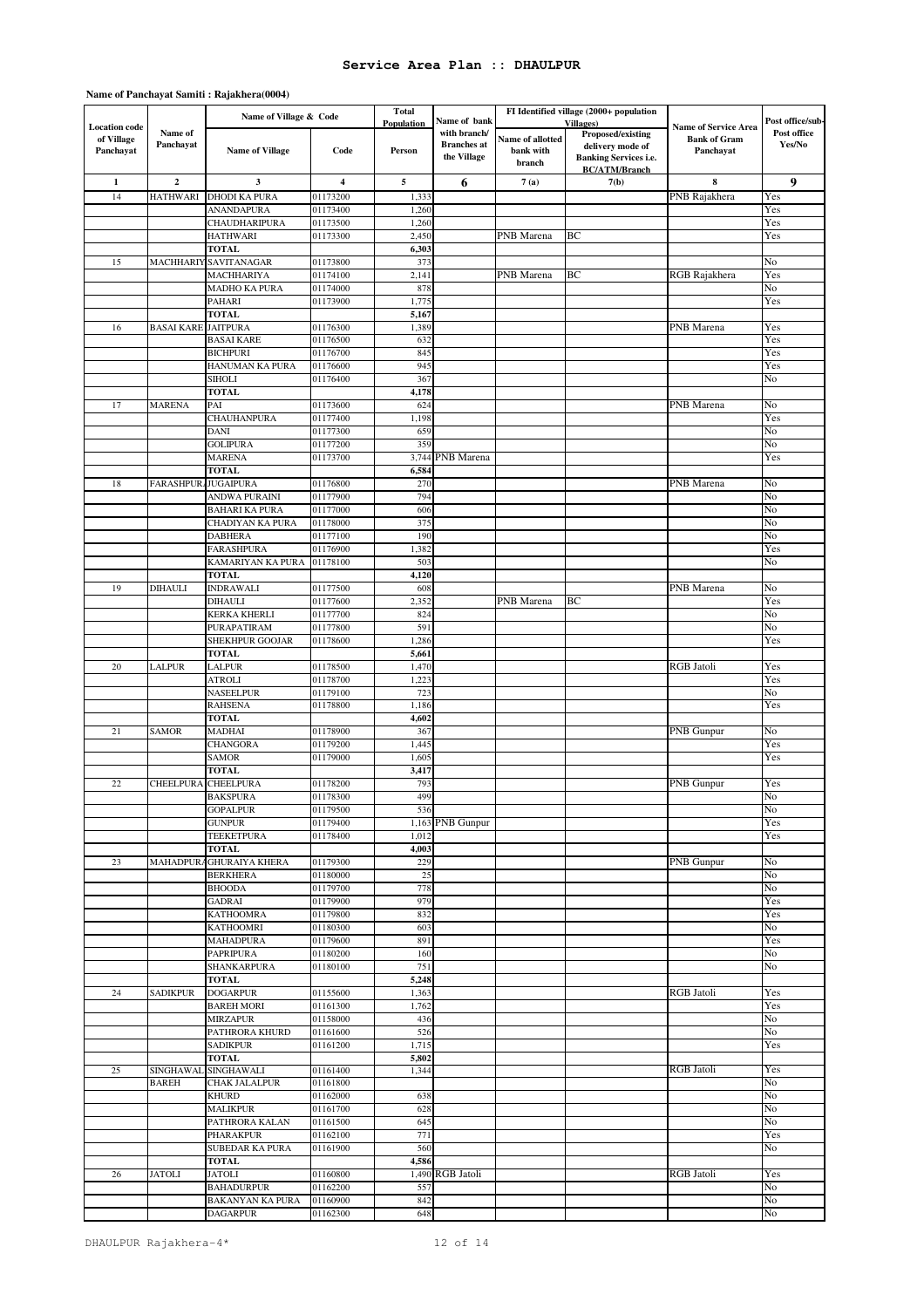# Service Area Plan :: DHAULPUR

**Name of Panchayat Samiti : Rajakhera(0004)**

| Location code of Village Panchayat | Name of Panchayat | Name of Village & Code | | Total Population | Name of bank with branch/ Branches at the Village | FI Identified village (2000+ population Villages) | | Name of Service Area Bank of Gram Panchayat | Post office/sub-Post office Yes/No |
|---|---|---|---|---|---|---|---|---|---|
| | | Name of Village | Code | Person | | Name of allotted bank with branch | Proposed/existing delivery mode of Banking Services i.e. BC/ATM/Branch | | |
| 1 | 2 | 3 | 4 | 5 | 6 | 7 (a) | 7(b) | 8 | 9 |
| 14 | HATHWARI | DHODI KA PURA | 01173200 | 1,333 | | | | PNB Rajakhera | Yes |
| | | ANANDAPURA | 01173400 | 1,260 | | | | | Yes |
| | | CHAUDHARIPURA | 01173500 | 1,260 | | | | | Yes |
| | | HATHWARI | 01173300 | 2,450 | | PNB Marena | BC | | Yes |
| | | **TOTAL** | | **6,303** | | | | | |
| 15 | MACHHARIY | SAVITANAGAR | 01173800 | 373 | | | | | No |
| | | MACHHARIYA | 01174100 | 2,141 | | PNB Marena | BC | RGB Rajakhera | Yes |
| | | MADHO KA PURA | 01174000 | 878 | | | | | No |
| | | PAHARI | 01173900 | 1,775 | | | | | Yes |
| | | **TOTAL** | | **5,167** | | | | | |
| 16 | BASAI KARE | JAITPURA | 01176300 | 1,389 | | | | PNB Marena | Yes |
| | | BASAI KARE | 01176500 | 632 | | | | | Yes |
| | | BICHPURI | 01176700 | 845 | | | | | Yes |
| | | HANUMAN KA PURA | 01176600 | 945 | | | | | Yes |
| | | SIHOLI | 01176400 | 367 | | | | | No |
| | | **TOTAL** | | **4,178** | | | | | |
| 17 | MARENA | PAI | 01173600 | 624 | | | | PNB Marena | No |
| | | CHAUHANPURA | 01177400 | 1,198 | | | | | Yes |
| | | DANI | 01177300 | 659 | | | | | No |
| | | GOLIPURA | 01177200 | 359 | | | | | No |
| | | MARENA | 01173700 | 3,744 | PNB Marena | | | | Yes |
| | | **TOTAL** | | **6,584** | | | | | |
| 18 | FARASHPUR | JUGAIPURA | 01176800 | 270 | | | | PNB Marena | No |
| | | ANDWA PURAINI | 01177900 | 794 | | | | | No |
| | | BAHARI KA PURA | 01177000 | 606 | | | | | No |
| | | CHADIYAN KA PURA | 01178000 | 375 | | | | | No |
| | | DABHERA | 01177100 | 190 | | | | | No |
| | | FARASHPURA | 01176900 | 1,382 | | | | | Yes |
| | | KAMARIYAN KA PURA | 01178100 | 503 | | | | | No |
| | | **TOTAL** | | **4,120** | | | | | |
| 19 | DIHAULI | INDRAWALI | 01177500 | 608 | | | | PNB Marena | No |
| | | DIHAULI | 01177600 | 2,352 | | PNB Marena | BC | | Yes |
| | | KERKA KHERLI | 01177700 | 824 | | | | | No |
| | | PURAPATIRAM | 01177800 | 591 | | | | | No |
| | | SHEKHPUR GOOJAR | 01178600 | 1,286 | | | | | Yes |
| | | **TOTAL** | | **5,661** | | | | | |
| 20 | LALPUR | LALPUR | 01178500 | 1,470 | | | | RGB Jatoli | Yes |
| | | ATROLI | 01178700 | 1,223 | | | | | Yes |
| | | NASEELPUR | 01179100 | 723 | | | | | No |
| | | RAHSENA | 01178800 | 1,186 | | | | | Yes |
| | | **TOTAL** | | **4,602** | | | | | |
| 21 | SAMOR | MADHAI | 01178900 | 367 | | | | PNB Gunpur | No |
| | | CHANGORA | 01179200 | 1,445 | | | | | Yes |
| | | SAMOR | 01179000 | 1,605 | | | | | Yes |
| | | **TOTAL** | | **3,417** | | | | | |
| 22 | CHEELPURA | CHEELPURA | 01178200 | 793 | | | | PNB Gunpur | Yes |
| | | BAKSPURA | 01178300 | 499 | | | | | No |
| | | GOPALPUR | 01179500 | 536 | | | | | No |
| | | GUNPUR | 01179400 | 1,163 | PNB Gunpur | | | | Yes |
| | | TEEKETPURA | 01178400 | 1,012 | | | | | Yes |
| | | **TOTAL** | | **4,003** | | | | | |
| 23 | MAHADPURA | GHURAIYA KHERA | 01179300 | 229 | | | | PNB Gunpur | No |
| | | BERKHERA | 01180000 | 25 | | | | | No |
| | | BHOODA | 01179700 | 778 | | | | | No |
| | | GADRAI | 01179900 | 979 | | | | | Yes |
| | | KATHOOMRA | 01179800 | 832 | | | | | Yes |
| | | KATHOOMRI | 01180300 | 603 | | | | | No |
| | | MAHADPURA | 01179600 | 891 | | | | | Yes |
| | | PAPRIPURA | 01180200 | 160 | | | | | No |
| | | SHANKARPURA | 01180100 | 751 | | | | | No |
| | | **TOTAL** | | **5,248** | | | | | |
| 24 | SADIKPUR | DOGARPUR | 01155600 | 1,363 | | | | RGB Jatoli | Yes |
| | | BAREH MORI | 01161300 | 1,762 | | | | | Yes |
| | | MIRZAPUR | 01158000 | 436 | | | | | No |
| | | PATHRORA KHURD | 01161600 | 526 | | | | | No |
| | | SADIKPUR | 01161200 | 1,715 | | | | | Yes |
| | | **TOTAL** | | **5,802** | | | | | |
| 25 | SINGHAWAL BAREH | SINGHAWALI | 01161400 | 1,344 | | | | RGB Jatoli | Yes |
| | | CHAK JALALPUR | 01161800 | | | | | | No |
| | | KHURD | 01162000 | 638 | | | | | No |
| | | MALIKPUR | 01161700 | 628 | | | | | No |
| | | PATHRORA KALAN | 01161500 | 645 | | | | | No |
| | | PHARAKPUR | 01162100 | 771 | | | | | Yes |
| | | SUBEDAR KA PURA | 01161900 | 560 | | | | | No |
| | | **TOTAL** | | **4,586** | | | | | |
| 26 | JATOLI | JATOLI | 01160800 | 1,490 | RGB Jatoli | | | RGB Jatoli | Yes |
| | | BAHADURPUR | 01162200 | 557 | | | | | No |
| | | BAKANYAN KA PURA | 01160900 | 842 | | | | | No |
| | | DAGARPUR | 01162300 | 648 | | | | | No |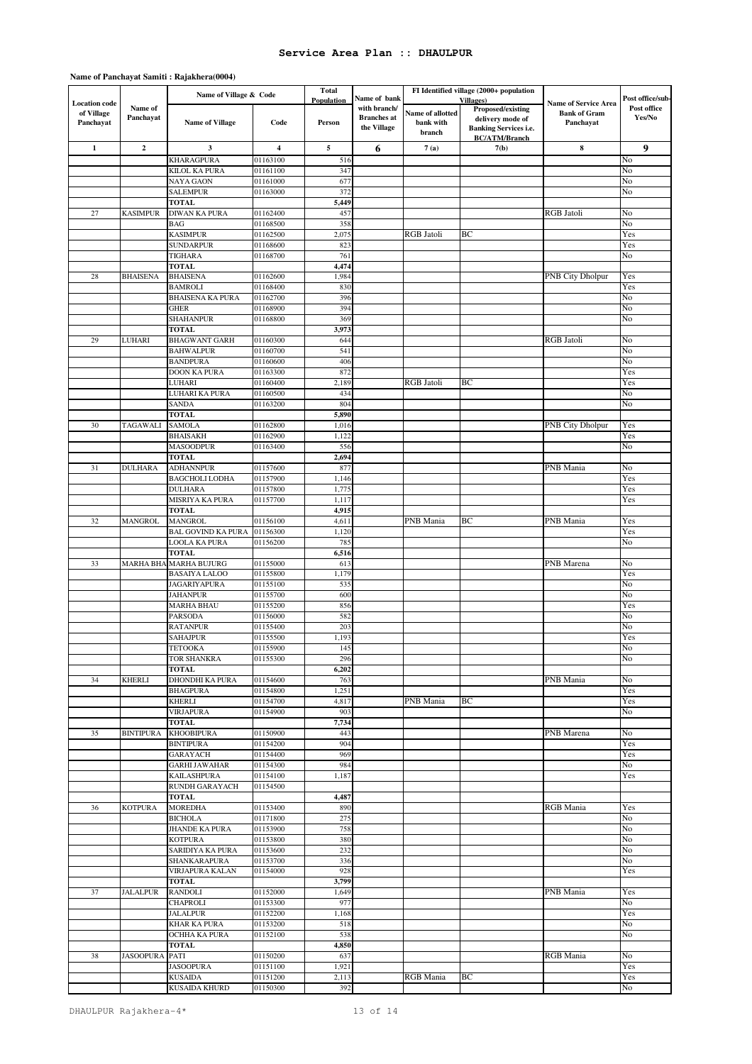# Service Area Plan :: DHAULPUR

**Name of Panchayat Samiti : Rajakhera(0004)**

| Location code of Village Panchayat | Name of Panchayat | Name of Village & Code | | Total Population | Name of bank with branch/ Branches at the Village | FI Identified village (2000+ population Villages) | | Name of Service Area Bank of Gram Panchayat | Post office/sub-Post office Yes/No |
|---|---|---|---|---|---|---|---|---|---|
| | | Name of Village | Code | Person | | Name of allotted bank with branch | Proposed/existing delivery mode of Banking Services i.e. BC/ATM/Branch | | |
| 1 | 2 | 3 | 4 | 5 | 6 | 7 (a) | 7(b) | 8 | 9 |
| | | KHARAGPURA | 01163100 | 516 | | | | | No |
| | | KILOL KA PURA | 01161100 | 347 | | | | | No |
| | | NAYA GAON | 01161000 | 677 | | | | | No |
| | | SALEMPUR | 01163000 | 372 | | | | | No |
| | | TOTAL | | 5,449 | | | | | |
| 27 | KASIMPUR | DIWAN KA PURA | 01162400 | 457 | | | | RGB Jatoli | No |
| | | BAG | 01168500 | 358 | | | | | No |
| | | KASIMPUR | 01162500 | 2,075 | | RGB Jatoli | BC | | Yes |
| | | SUNDARPUR | 01168600 | 823 | | | | | Yes |
| | | TIGHARA | 01168700 | 761 | | | | | No |
| | | TOTAL | | 4,474 | | | | | |
| 28 | BHAISENA | BHAISENA | 01162600 | 1,984 | | | | PNB City Dholpur | Yes |
| | | BAMROLI | 01168400 | 830 | | | | | Yes |
| | | BHAISENA KA PURA | 01162700 | 396 | | | | | No |
| | | GHER | 01168900 | 394 | | | | | No |
| | | SHAHANPUR | 01168800 | 369 | | | | | No |
| | | TOTAL | | 3,973 | | | | | |
| 29 | LUHARI | BHAGWANT GARH | 01160300 | 644 | | | | RGB Jatoli | No |
| | | BAHWALPUR | 01160700 | 541 | | | | | No |
| | | BANDPURA | 01160600 | 406 | | | | | No |
| | | DOON KA PURA | 01163300 | 872 | | | | | Yes |
| | | LUHARI | 01160400 | 2,189 | | RGB Jatoli | BC | | Yes |
| | | LUHARI KA PURA | 01160500 | 434 | | | | | No |
| | | SANDA | 01163200 | 804 | | | | | No |
| | | TOTAL | | 5,890 | | | | | |
| 30 | TAGAWALI | SAMOLA | 01162800 | 1,016 | | | | PNB City Dholpur | Yes |
| | | BHAISAKH | 01162900 | 1,122 | | | | | Yes |
| | | MASOODPUR | 01163400 | 556 | | | | | No |
| | | TOTAL | | 2,694 | | | | | |
| 31 | DULHARA | ADHANNPUR | 01157600 | 877 | | | | PNB Mania | No |
| | | BAGCHOLI LODHA | 01157900 | 1,146 | | | | | Yes |
| | | DULHARA | 01157800 | 1,775 | | | | | Yes |
| | | MISRIYA KA PURA | 01157700 | 1,117 | | | | | Yes |
| | | TOTAL | | 4,915 | | | | | |
| 32 | MANGROL | MANGROL | 01156100 | 4,611 | | PNB Mania | BC | PNB Mania | Yes |
| | | BAL GOVIND KA PURA | 01156300 | 1,120 | | | | | Yes |
| | | LOOLA KA PURA | 01156200 | 785 | | | | | No |
| | | TOTAL | | 6,516 | | | | | |
| 33 | MARHA BHA | MARHA BUJURG | 01155000 | 613 | | | | PNB Marena | No |
| | | BASAIYA LALOO | 01155800 | 1,179 | | | | | Yes |
| | | JAGARIYAPURA | 01155100 | 535 | | | | | No |
| | | JAHANPUR | 01155700 | 600 | | | | | No |
| | | MARHA BHAU | 01155200 | 856 | | | | | Yes |
| | | PARSODA | 01156000 | 582 | | | | | No |
| | | RATANPUR | 01155400 | 203 | | | | | No |
| | | SAHAJPUR | 01155500 | 1,193 | | | | | Yes |
| | | TETOOKA | 01155900 | 145 | | | | | No |
| | | TOR SHANKRA | 01155300 | 296 | | | | | No |
| | | TOTAL | | 6,202 | | | | | |
| 34 | KHERLI | DHONDHI KA PURA | 01154600 | 763 | | | | PNB Mania | No |
| | | BHAGPURA | 01154800 | 1,251 | | | | | Yes |
| | | KHERLI | 01154700 | 4,817 | | PNB Mania | BC | | Yes |
| | | VIRJAPURA | 01154900 | 903 | | | | | No |
| | | TOTAL | | 7,734 | | | | | |
| 35 | BINTIPURA | KHOOBIPURA | 01150900 | 443 | | | | PNB Marena | No |
| | | BINTIPURA | 01154200 | 904 | | | | | Yes |
| | | GARAYACH | 01154400 | 969 | | | | | Yes |
| | | GARHI JAWAHAR | 01154300 | 984 | | | | | No |
| | | KAILASHPURA | 01154100 | 1,187 | | | | | Yes |
| | | RUNDH GARAYACH | 01154500 | | | | | | |
| | | TOTAL | | 4,487 | | | | | |
| 36 | KOTPURA | MOREDHA | 01153400 | 890 | | | | RGB Mania | Yes |
| | | BICHOLA | 01171800 | 275 | | | | | No |
| | | JHANDE KA PURA | 01153900 | 758 | | | | | No |
| | | KOTPURA | 01153800 | 380 | | | | | No |
| | | SARIDIYA KA PURA | 01153600 | 232 | | | | | No |
| | | SHANKARAPURA | 01153700 | 336 | | | | | No |
| | | VIRJAPURA KALAN | 01154000 | 928 | | | | | Yes |
| | | TOTAL | | 3,799 | | | | | |
| 37 | JALALPUR | RANDOLI | 01152000 | 1,649 | | | | PNB Mania | Yes |
| | | CHAPROLI | 01153300 | 977 | | | | | No |
| | | JALALPUR | 01152200 | 1,168 | | | | | Yes |
| | | KHAR KA PURA | 01153200 | 518 | | | | | No |
| | | OCHHA KA PURA | 01152100 | 538 | | | | | No |
| | | TOTAL | | 4,850 | | | | | |
| 38 | JASOOPURA | PATI | 01150200 | 637 | | | | RGB Mania | No |
| | | JASOOPURA | 01151100 | 1,921 | | | | | Yes |
| | | KUSAIDA | 01151200 | 2,113 | | RGB Mania | BC | | Yes |
| | | KUSAIDA KHURD | 01150300 | 392 | | | | | No |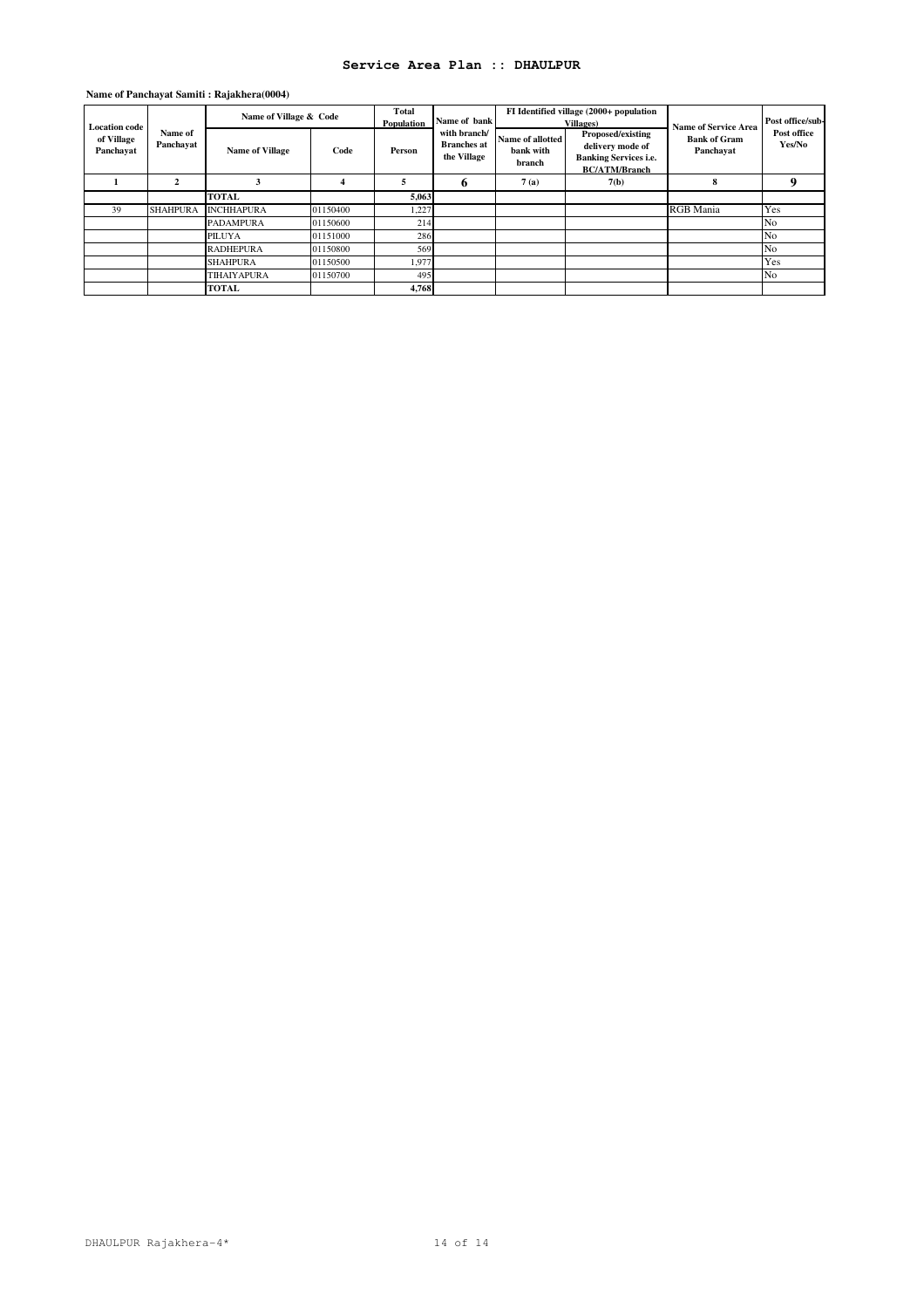# Service Area Plan :: DHAULPUR

**Name of Panchayat Samiti : Rajakhera(0004)**

| Location code of Village Panchayat | Name of Panchayat | Name of Village & Code | | Total Population | Name of bank with branch/ Branches at the Village | FI Identified village (2000+ population Villages) | | Name of Service Area Bank of Gram Panchayat | Post office/sub-Post office Yes/No |
|---|---|---|---|---|---|---|---|---|---|
| | | Name of Village | Code | Person | | Name of allotted bank with branch | Proposed/existing delivery mode of Banking Services i.e. BC/ATM/Branch | | |
| 1 | 2 | 3 | 4 | 5 | 6 | 7 (a) | 7(b) | 8 | 9 |
| | | TOTAL | | 5,063 | | | | | |
| 39 | SHAHPURA | INCHHAPURA | 01150400 | 1,227 | | | | RGB Mania | Yes |
| | | PADAMPURA | 01150600 | 214 | | | | | No |
| | | PILUYA | 01151000 | 286 | | | | | No |
| | | RADHEPURA | 01150800 | 569 | | | | | No |
| | | SHAHPURA | 01150500 | 1,977 | | | | | Yes |
| | | TIHAIYAPURA | 01150700 | 495 | | | | | No |
| | | TOTAL | | 4,768 | | | | | |